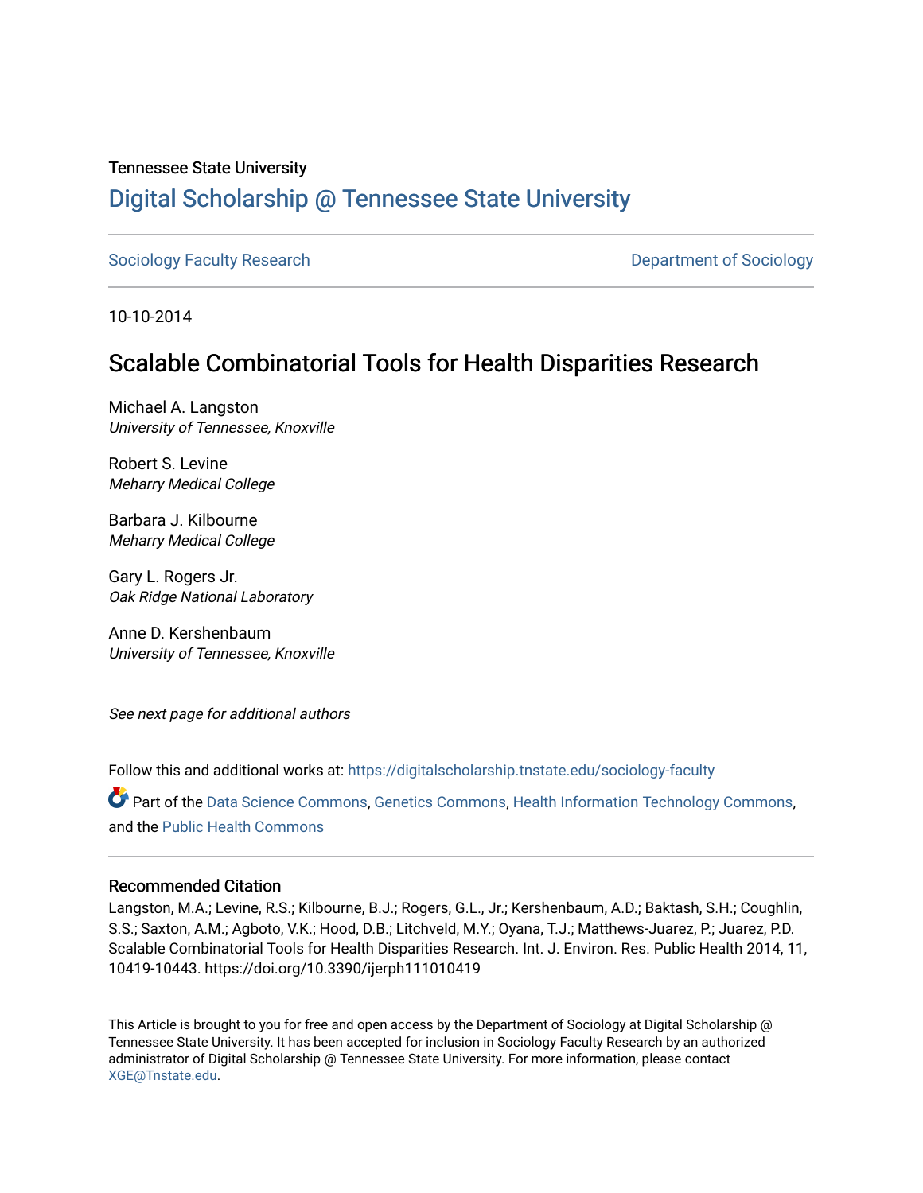Tennessee State University

# Digital Scholarship @ Tennessee State University

Sociology Faculty Research

Department of Sociology

10-10-2014

## Scalable Combinatorial Tools for Health Disparities Research

Michael A. Langston
*University of Tennessee, Knoxville*

Robert S. Levine
*Meharry Medical College*

Barbara J. Kilbourne
*Meharry Medical College*

Gary L. Rogers Jr.
*Oak Ridge National Laboratory*

Anne D. Kershenbaum
*University of Tennessee, Knoxville*

*See next page for additional authors*

Follow this and additional works at: https://digitalscholarship.tnstate.edu/sociology-faculty

Part of the Data Science Commons, Genetics Commons, Health Information Technology Commons, and the Public Health Commons

### Recommended Citation

Langston, M.A.; Levine, R.S.; Kilbourne, B.J.; Rogers, G.L., Jr.; Kershenbaum, A.D.; Baktash, S.H.; Coughlin, S.S.; Saxton, A.M.; Agboto, V.K.; Hood, D.B.; Litchveld, M.Y.; Oyana, T.J.; Matthews-Juarez, P.; Juarez, P.D. Scalable Combinatorial Tools for Health Disparities Research. Int. J. Environ. Res. Public Health 2014, 11, 10419-10443. https://doi.org/10.3390/ijerph111010419

This Article is brought to you for free and open access by the Department of Sociology at Digital Scholarship @ Tennessee State University. It has been accepted for inclusion in Sociology Faculty Research by an authorized administrator of Digital Scholarship @ Tennessee State University. For more information, please contact XGE@Tnstate.edu.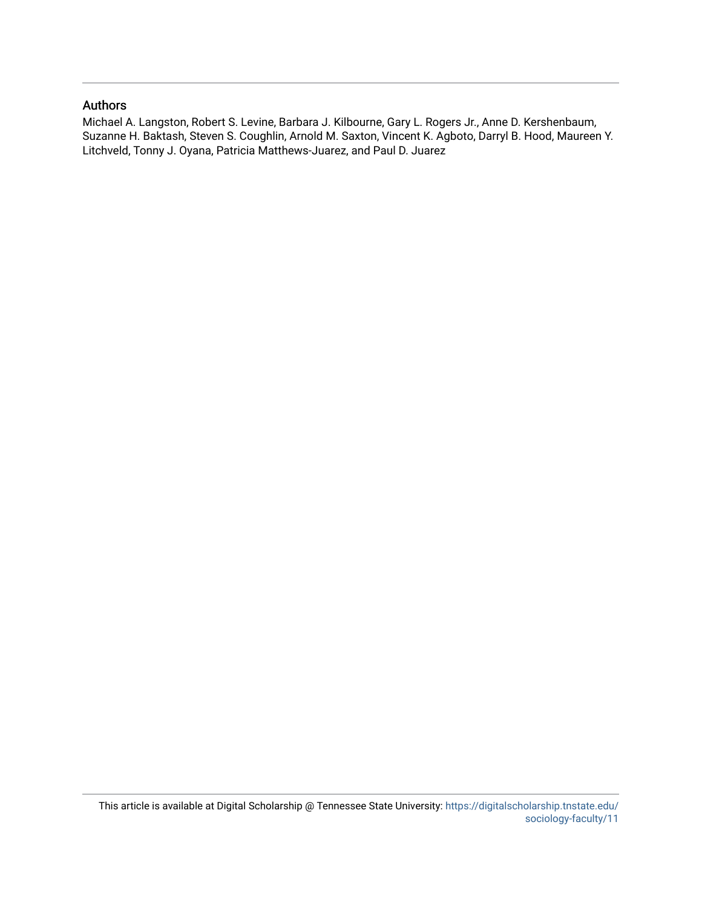## Authors

Michael A. Langston, Robert S. Levine, Barbara J. Kilbourne, Gary L. Rogers Jr., Anne D. Kershenbaum, Suzanne H. Baktash, Steven S. Coughlin, Arnold M. Saxton, Vincent K. Agboto, Darryl B. Hood, Maureen Y. Litchveld, Tonny J. Oyana, Patricia Matthews-Juarez, and Paul D. Juarez

This article is available at Digital Scholarship @ Tennessee State University: https://digitalscholarship.tnstate.edu/sociology-faculty/11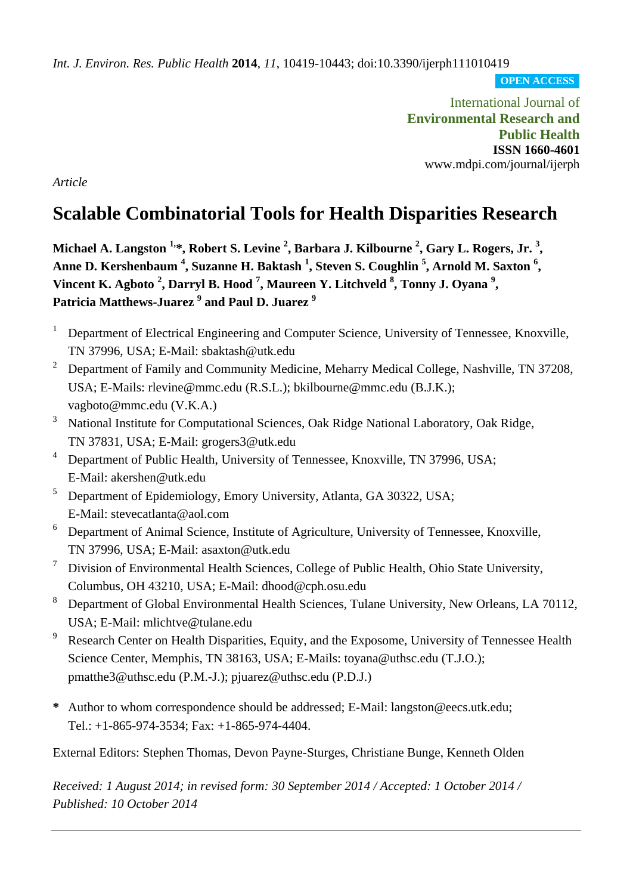*Int. J. Environ. Res. Public Health* **2014**, *11*, 10419-10443; doi:10.3390/ijerph111010419

OPEN ACCESS

International Journal of
**Environmental Research and Public Health**
**ISSN 1660-4601**
www.mdpi.com/journal/ijerph

*Article*

# Scalable Combinatorial Tools for Health Disparities Research

**Michael A. Langston [1,*], Robert S. Levine [2], Barbara J. Kilbourne [2], Gary L. Rogers, Jr. [3], Anne D. Kershenbaum [4], Suzanne H. Baktash [1], Steven S. Coughlin [5], Arnold M. Saxton [6], Vincent K. Agboto [2], Darryl B. Hood [7], Maureen Y. Litchveld [8], Tonny J. Oyana [9], Patricia Matthews-Juarez [9] and Paul D. Juarez [9]**

1. Department of Electrical Engineering and Computer Science, University of Tennessee, Knoxville, TN 37996, USA; E-Mail: sbaktash@utk.edu
2. Department of Family and Community Medicine, Meharry Medical College, Nashville, TN 37208, USA; E-Mails: rlevine@mmc.edu (R.S.L.); bkilbourne@mmc.edu (B.J.K.); vagboto@mmc.edu (V.K.A.)
3. National Institute for Computational Sciences, Oak Ridge National Laboratory, Oak Ridge, TN 37831, USA; E-Mail: grogers3@utk.edu
4. Department of Public Health, University of Tennessee, Knoxville, TN 37996, USA; E-Mail: akershen@utk.edu
5. Department of Epidemiology, Emory University, Atlanta, GA 30322, USA; E-Mail: stevecatlanta@aol.com
6. Department of Animal Science, Institute of Agriculture, University of Tennessee, Knoxville, TN 37996, USA; E-Mail: asaxton@utk.edu
7. Division of Environmental Health Sciences, College of Public Health, Ohio State University, Columbus, OH 43210, USA; E-Mail: dhood@cph.osu.edu
8. Department of Global Environmental Health Sciences, Tulane University, New Orleans, LA 70112, USA; E-Mail: mlichtve@tulane.edu
9. Research Center on Health Disparities, Equity, and the Exposome, University of Tennessee Health Science Center, Memphis, TN 38163, USA; E-Mails: toyana@uthsc.edu (T.J.O.); pmatthe3@uthsc.edu (P.M.-J.); pjuarez@uthsc.edu (P.D.J.)

**\*** Author to whom correspondence should be addressed; E-Mail: langston@eecs.utk.edu; Tel.: +1-865-974-3534; Fax: +1-865-974-4404.

External Editors: Stephen Thomas, Devon Payne-Sturges, Christiane Bunge, Kenneth Olden

*Received: 1 August 2014; in revised form: 30 September 2014 / Accepted: 1 October 2014 / Published: 10 October 2014*

---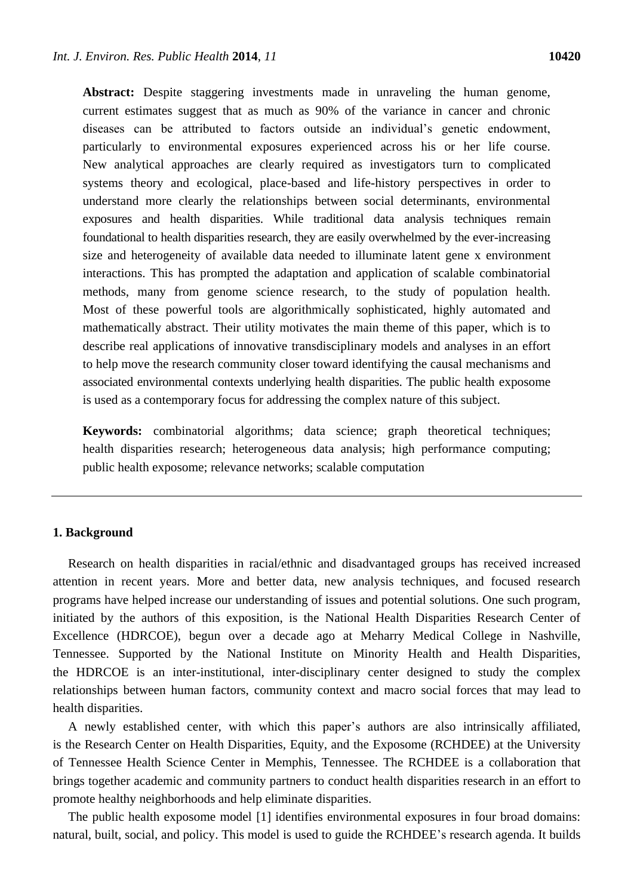**Abstract:** Despite staggering investments made in unraveling the human genome, current estimates suggest that as much as 90% of the variance in cancer and chronic diseases can be attributed to factors outside an individual's genetic endowment, particularly to environmental exposures experienced across his or her life course. New analytical approaches are clearly required as investigators turn to complicated systems theory and ecological, place-based and life-history perspectives in order to understand more clearly the relationships between social determinants, environmental exposures and health disparities. While traditional data analysis techniques remain foundational to health disparities research, they are easily overwhelmed by the ever-increasing size and heterogeneity of available data needed to illuminate latent gene x environment interactions. This has prompted the adaptation and application of scalable combinatorial methods, many from genome science research, to the study of population health. Most of these powerful tools are algorithmically sophisticated, highly automated and mathematically abstract. Their utility motivates the main theme of this paper, which is to describe real applications of innovative transdisciplinary models and analyses in an effort to help move the research community closer toward identifying the causal mechanisms and associated environmental contexts underlying health disparities. The public health exposome is used as a contemporary focus for addressing the complex nature of this subject.

**Keywords:** combinatorial algorithms; data science; graph theoretical techniques; health disparities research; heterogeneous data analysis; high performance computing; public health exposome; relevance networks; scalable computation

---

## 1. Background

Research on health disparities in racial/ethnic and disadvantaged groups has received increased attention in recent years. More and better data, new analysis techniques, and focused research programs have helped increase our understanding of issues and potential solutions. One such program, initiated by the authors of this exposition, is the National Health Disparities Research Center of Excellence (HDRCOE), begun over a decade ago at Meharry Medical College in Nashville, Tennessee. Supported by the National Institute on Minority Health and Health Disparities, the HDRCOE is an inter-institutional, inter-disciplinary center designed to study the complex relationships between human factors, community context and macro social forces that may lead to health disparities.

A newly established center, with which this paper's authors are also intrinsically affiliated, is the Research Center on Health Disparities, Equity, and the Exposome (RCHDEE) at the University of Tennessee Health Science Center in Memphis, Tennessee. The RCHDEE is a collaboration that brings together academic and community partners to conduct health disparities research in an effort to promote healthy neighborhoods and help eliminate disparities.

The public health exposome model [1] identifies environmental exposures in four broad domains: natural, built, social, and policy. This model is used to guide the RCHDEE's research agenda. It builds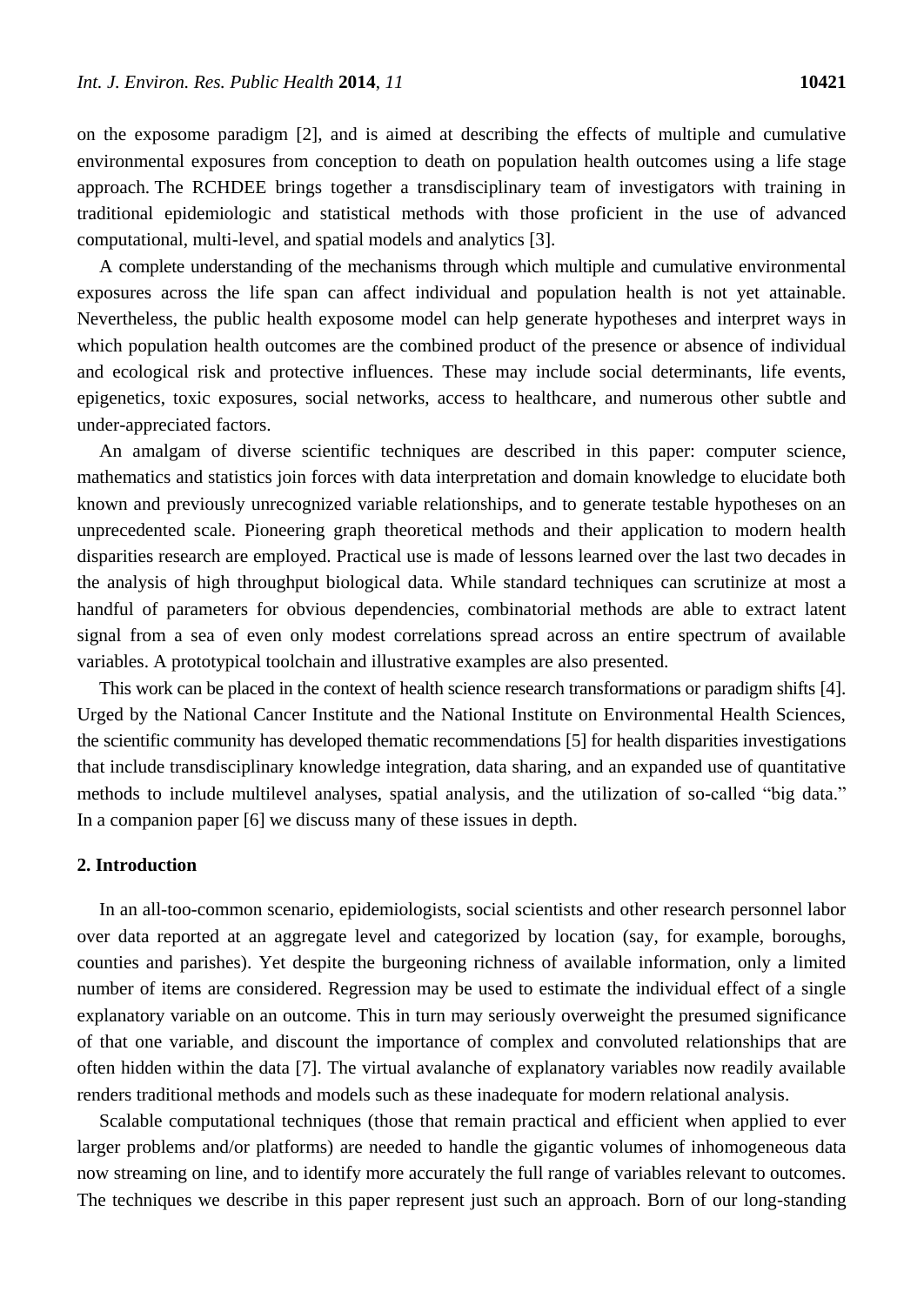on the exposome paradigm [2], and is aimed at describing the effects of multiple and cumulative environmental exposures from conception to death on population health outcomes using a life stage approach. The RCHDEE brings together a transdisciplinary team of investigators with training in traditional epidemiologic and statistical methods with those proficient in the use of advanced computational, multi-level, and spatial models and analytics [3].

A complete understanding of the mechanisms through which multiple and cumulative environmental exposures across the life span can affect individual and population health is not yet attainable. Nevertheless, the public health exposome model can help generate hypotheses and interpret ways in which population health outcomes are the combined product of the presence or absence of individual and ecological risk and protective influences. These may include social determinants, life events, epigenetics, toxic exposures, social networks, access to healthcare, and numerous other subtle and under-appreciated factors.

An amalgam of diverse scientific techniques are described in this paper: computer science, mathematics and statistics join forces with data interpretation and domain knowledge to elucidate both known and previously unrecognized variable relationships, and to generate testable hypotheses on an unprecedented scale. Pioneering graph theoretical methods and their application to modern health disparities research are employed. Practical use is made of lessons learned over the last two decades in the analysis of high throughput biological data. While standard techniques can scrutinize at most a handful of parameters for obvious dependencies, combinatorial methods are able to extract latent signal from a sea of even only modest correlations spread across an entire spectrum of available variables. A prototypical toolchain and illustrative examples are also presented.

This work can be placed in the context of health science research transformations or paradigm shifts [4]. Urged by the National Cancer Institute and the National Institute on Environmental Health Sciences, the scientific community has developed thematic recommendations [5] for health disparities investigations that include transdisciplinary knowledge integration, data sharing, and an expanded use of quantitative methods to include multilevel analyses, spatial analysis, and the utilization of so-called "big data." In a companion paper [6] we discuss many of these issues in depth.

## 2. Introduction

In an all-too-common scenario, epidemiologists, social scientists and other research personnel labor over data reported at an aggregate level and categorized by location (say, for example, boroughs, counties and parishes). Yet despite the burgeoning richness of available information, only a limited number of items are considered. Regression may be used to estimate the individual effect of a single explanatory variable on an outcome. This in turn may seriously overweight the presumed significance of that one variable, and discount the importance of complex and convoluted relationships that are often hidden within the data [7]. The virtual avalanche of explanatory variables now readily available renders traditional methods and models such as these inadequate for modern relational analysis.

Scalable computational techniques (those that remain practical and efficient when applied to ever larger problems and/or platforms) are needed to handle the gigantic volumes of inhomogeneous data now streaming on line, and to identify more accurately the full range of variables relevant to outcomes. The techniques we describe in this paper represent just such an approach. Born of our long-standing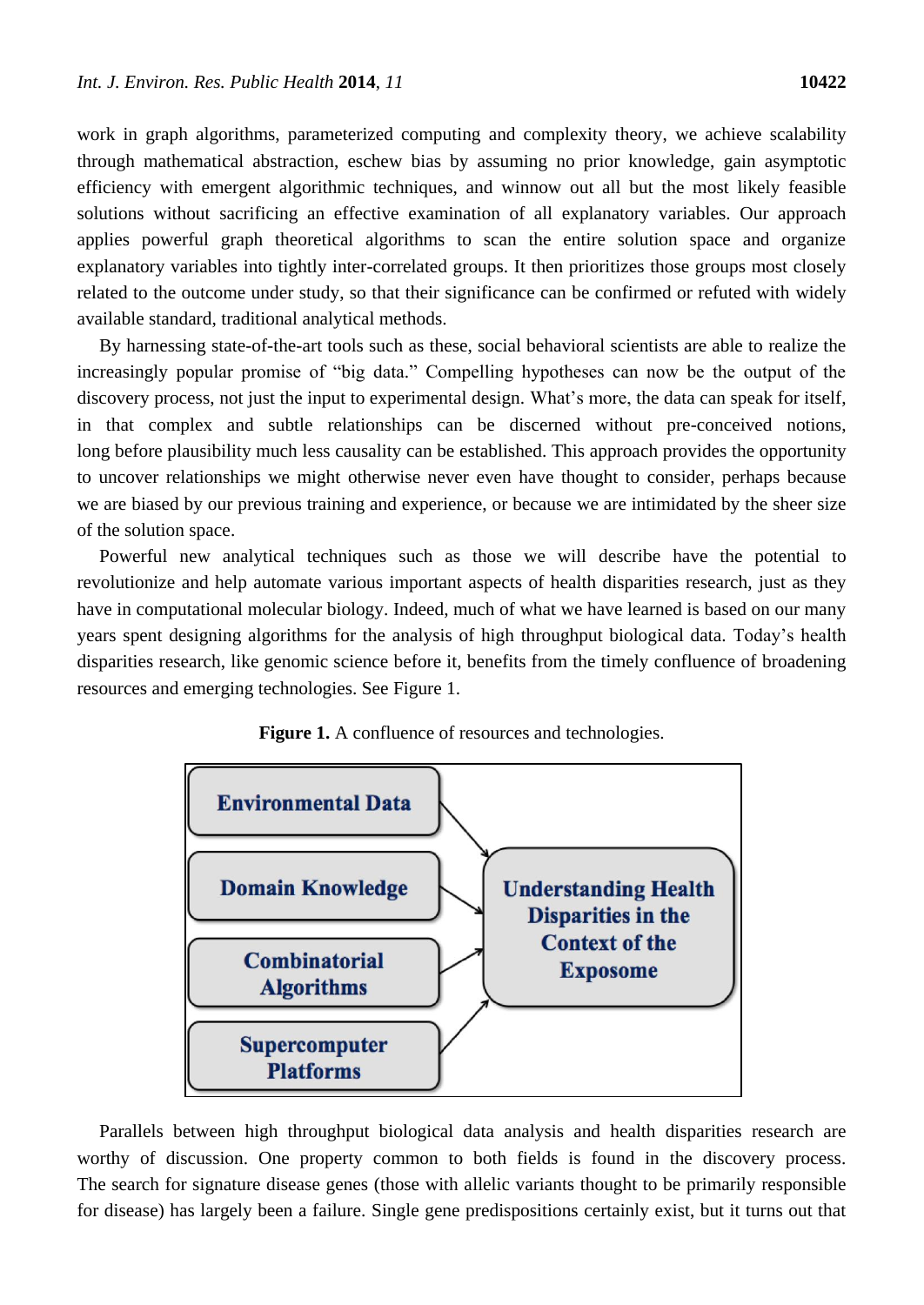work in graph algorithms, parameterized computing and complexity theory, we achieve scalability through mathematical abstraction, eschew bias by assuming no prior knowledge, gain asymptotic efficiency with emergent algorithmic techniques, and winnow out all but the most likely feasible solutions without sacrificing an effective examination of all explanatory variables. Our approach applies powerful graph theoretical algorithms to scan the entire solution space and organize explanatory variables into tightly inter-correlated groups. It then prioritizes those groups most closely related to the outcome under study, so that their significance can be confirmed or refuted with widely available standard, traditional analytical methods.

By harnessing state-of-the-art tools such as these, social behavioral scientists are able to realize the increasingly popular promise of "big data." Compelling hypotheses can now be the output of the discovery process, not just the input to experimental design. What's more, the data can speak for itself, in that complex and subtle relationships can be discerned without pre-conceived notions, long before plausibility much less causality can be established. This approach provides the opportunity to uncover relationships we might otherwise never even have thought to consider, perhaps because we are biased by our previous training and experience, or because we are intimidated by the sheer size of the solution space.

Powerful new analytical techniques such as those we will describe have the potential to revolutionize and help automate various important aspects of health disparities research, just as they have in computational molecular biology. Indeed, much of what we have learned is based on our many years spent designing algorithms for the analysis of high throughput biological data. Today's health disparities research, like genomic science before it, benefits from the timely confluence of broadening resources and emerging technologies. See Figure 1.

**Figure 1.** A confluence of resources and technologies.

Environmental Data → Understanding Health Disparities in the Context of the Exposome
Domain Knowledge → Understanding Health Disparities in the Context of the Exposome
Combinatorial Algorithms → Understanding Health Disparities in the Context of the Exposome
Supercomputer Platforms → Understanding Health Disparities in the Context of the Exposome

Parallels between high throughput biological data analysis and health disparities research are worthy of discussion. One property common to both fields is found in the discovery process. The search for signature disease genes (those with allelic variants thought to be primarily responsible for disease) has largely been a failure. Single gene predispositions certainly exist, but it turns out that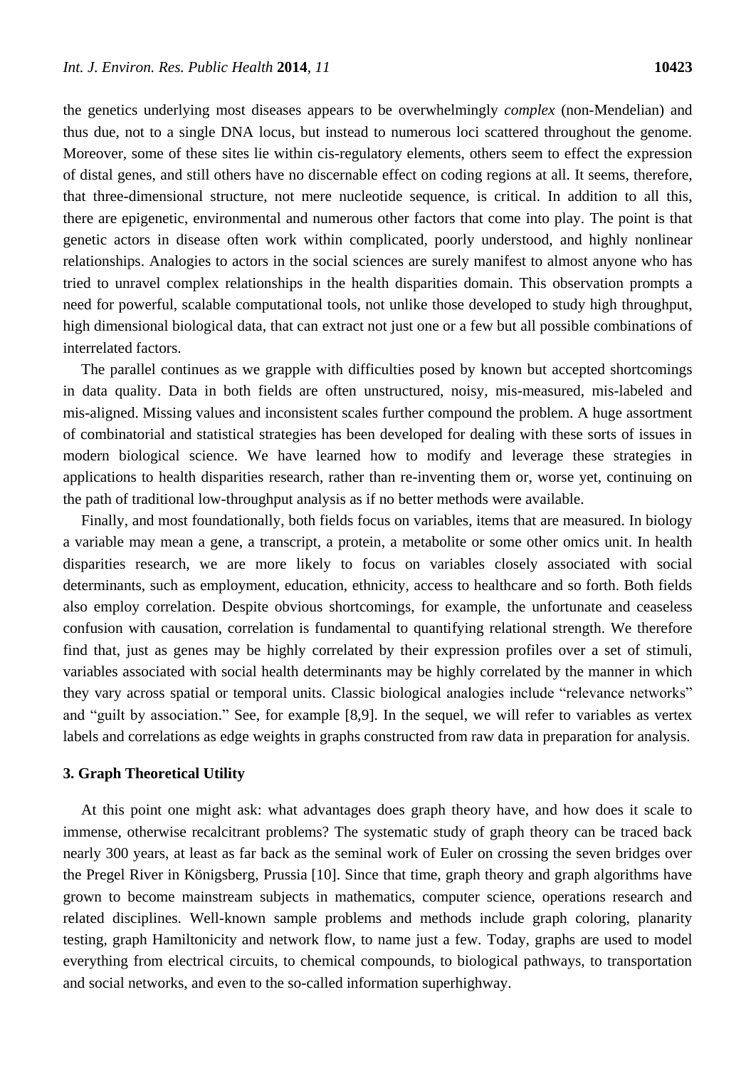the genetics underlying most diseases appears to be overwhelmingly *complex* (non-Mendelian) and thus due, not to a single DNA locus, but instead to numerous loci scattered throughout the genome. Moreover, some of these sites lie within cis-regulatory elements, others seem to effect the expression of distal genes, and still others have no discernable effect on coding regions at all. It seems, therefore, that three-dimensional structure, not mere nucleotide sequence, is critical. In addition to all this, there are epigenetic, environmental and numerous other factors that come into play. The point is that genetic actors in disease often work within complicated, poorly understood, and highly nonlinear relationships. Analogies to actors in the social sciences are surely manifest to almost anyone who has tried to unravel complex relationships in the health disparities domain. This observation prompts a need for powerful, scalable computational tools, not unlike those developed to study high throughput, high dimensional biological data, that can extract not just one or a few but all possible combinations of interrelated factors.

The parallel continues as we grapple with difficulties posed by known but accepted shortcomings in data quality. Data in both fields are often unstructured, noisy, mis-measured, mis-labeled and mis-aligned. Missing values and inconsistent scales further compound the problem. A huge assortment of combinatorial and statistical strategies has been developed for dealing with these sorts of issues in modern biological science. We have learned how to modify and leverage these strategies in applications to health disparities research, rather than re-inventing them or, worse yet, continuing on the path of traditional low-throughput analysis as if no better methods were available.

Finally, and most foundationally, both fields focus on variables, items that are measured. In biology a variable may mean a gene, a transcript, a protein, a metabolite or some other omics unit. In health disparities research, we are more likely to focus on variables closely associated with social determinants, such as employment, education, ethnicity, access to healthcare and so forth. Both fields also employ correlation. Despite obvious shortcomings, for example, the unfortunate and ceaseless confusion with causation, correlation is fundamental to quantifying relational strength. We therefore find that, just as genes may be highly correlated by their expression profiles over a set of stimuli, variables associated with social health determinants may be highly correlated by the manner in which they vary across spatial or temporal units. Classic biological analogies include "relevance networks" and "guilt by association." See, for example [8,9]. In the sequel, we will refer to variables as vertex labels and correlations as edge weights in graphs constructed from raw data in preparation for analysis.

## 3. Graph Theoretical Utility

At this point one might ask: what advantages does graph theory have, and how does it scale to immense, otherwise recalcitrant problems? The systematic study of graph theory can be traced back nearly 300 years, at least as far back as the seminal work of Euler on crossing the seven bridges over the Pregel River in Königsberg, Prussia [10]. Since that time, graph theory and graph algorithms have grown to become mainstream subjects in mathematics, computer science, operations research and related disciplines. Well-known sample problems and methods include graph coloring, planarity testing, graph Hamiltonicity and network flow, to name just a few. Today, graphs are used to model everything from electrical circuits, to chemical compounds, to biological pathways, to transportation and social networks, and even to the so-called information superhighway.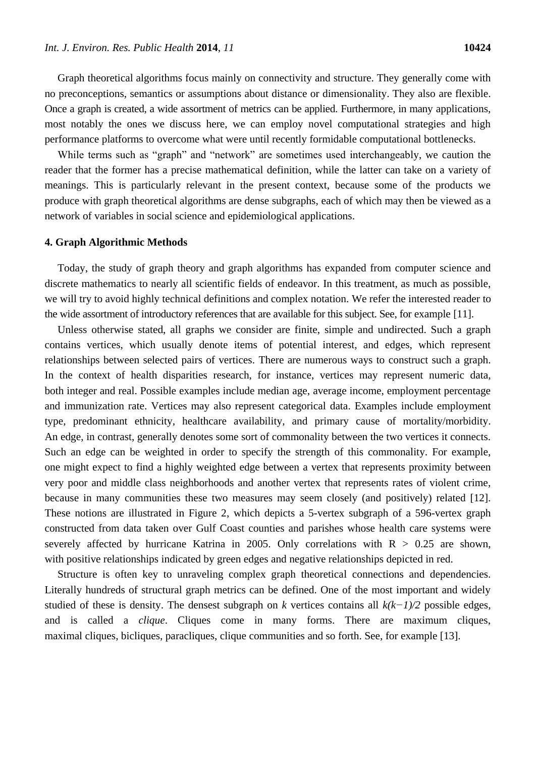Graph theoretical algorithms focus mainly on connectivity and structure. They generally come with no preconceptions, semantics or assumptions about distance or dimensionality. They also are flexible. Once a graph is created, a wide assortment of metrics can be applied. Furthermore, in many applications, most notably the ones we discuss here, we can employ novel computational strategies and high performance platforms to overcome what were until recently formidable computational bottlenecks.

While terms such as "graph" and "network" are sometimes used interchangeably, we caution the reader that the former has a precise mathematical definition, while the latter can take on a variety of meanings. This is particularly relevant in the present context, because some of the products we produce with graph theoretical algorithms are dense subgraphs, each of which may then be viewed as a network of variables in social science and epidemiological applications.

## 4. Graph Algorithmic Methods

Today, the study of graph theory and graph algorithms has expanded from computer science and discrete mathematics to nearly all scientific fields of endeavor. In this treatment, as much as possible, we will try to avoid highly technical definitions and complex notation. We refer the interested reader to the wide assortment of introductory references that are available for this subject. See, for example [11].

Unless otherwise stated, all graphs we consider are finite, simple and undirected. Such a graph contains vertices, which usually denote items of potential interest, and edges, which represent relationships between selected pairs of vertices. There are numerous ways to construct such a graph. In the context of health disparities research, for instance, vertices may represent numeric data, both integer and real. Possible examples include median age, average income, employment percentage and immunization rate. Vertices may also represent categorical data. Examples include employment type, predominant ethnicity, healthcare availability, and primary cause of mortality/morbidity. An edge, in contrast, generally denotes some sort of commonality between the two vertices it connects. Such an edge can be weighted in order to specify the strength of this commonality. For example, one might expect to find a highly weighted edge between a vertex that represents proximity between very poor and middle class neighborhoods and another vertex that represents rates of violent crime, because in many communities these two measures may seem closely (and positively) related [12]. These notions are illustrated in Figure 2, which depicts a 5-vertex subgraph of a 596-vertex graph constructed from data taken over Gulf Coast counties and parishes whose health care systems were severely affected by hurricane Katrina in 2005. Only correlations with $R > 0.25$ are shown, with positive relationships indicated by green edges and negative relationships depicted in red.

Structure is often key to unraveling complex graph theoretical connections and dependencies. Literally hundreds of structural graph metrics can be defined. One of the most important and widely studied of these is density. The densest subgraph on $k$ vertices contains all $k(k-1)/2$ possible edges, and is called a *clique*. Cliques come in many forms. There are maximum cliques, maximal cliques, bicliques, paracliques, clique communities and so forth. See, for example [13].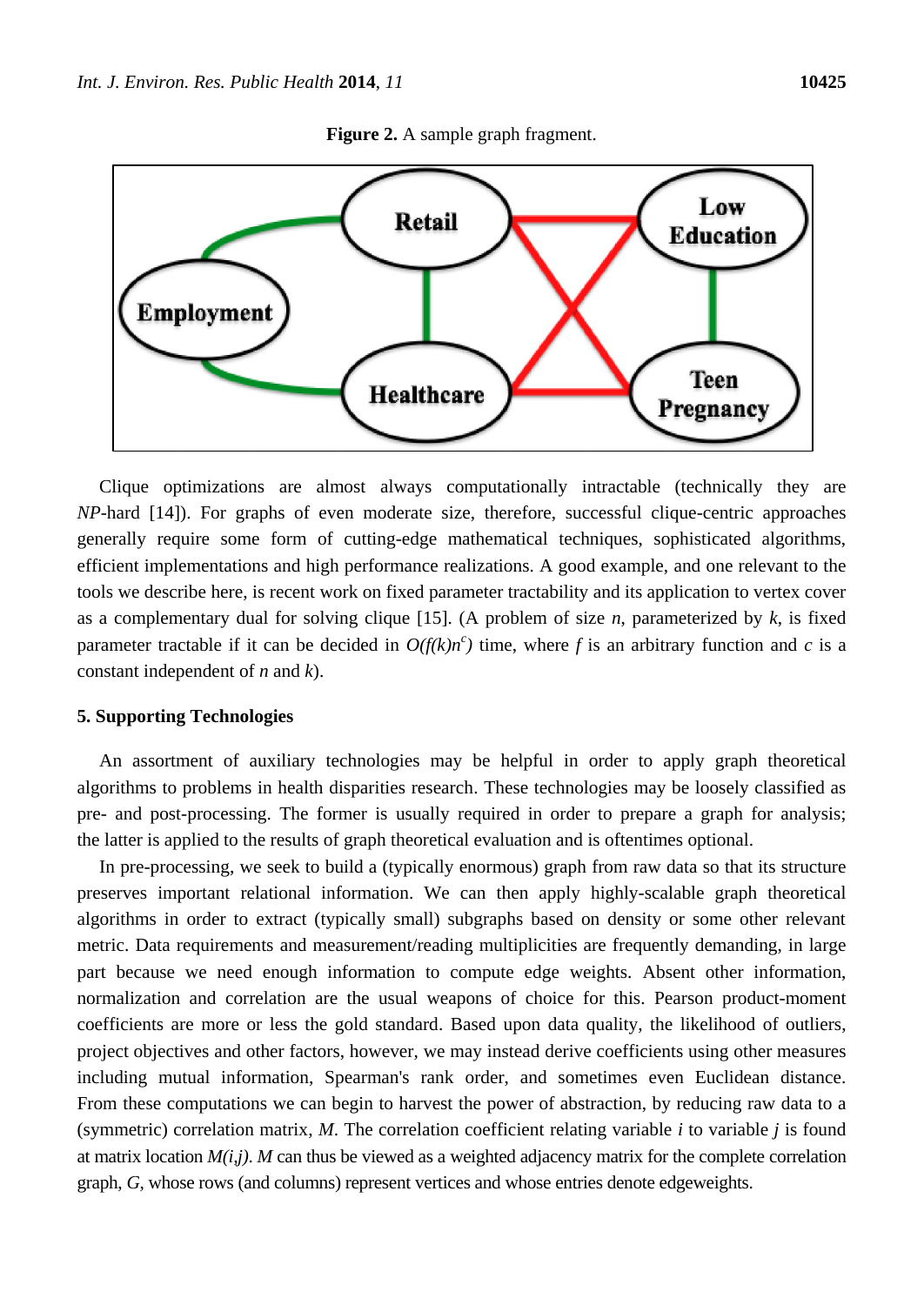**Figure 2.** A sample graph fragment.

Clique optimizations are almost always computationally intractable (technically they are *NP*-hard [14]). For graphs of even moderate size, therefore, successful clique-centric approaches generally require some form of cutting-edge mathematical techniques, sophisticated algorithms, efficient implementations and high performance realizations. A good example, and one relevant to the tools we describe here, is recent work on fixed parameter tractability and its application to vertex cover as a complementary dual for solving clique [15]. (A problem of size $n$, parameterized by $k$, is fixed parameter tractable if it can be decided in $O(f(k)n^c)$ time, where $f$ is an arbitrary function and $c$ is a constant independent of $n$ and $k$).

## 5. Supporting Technologies

An assortment of auxiliary technologies may be helpful in order to apply graph theoretical algorithms to problems in health disparities research. These technologies may be loosely classified as pre- and post-processing. The former is usually required in order to prepare a graph for analysis; the latter is applied to the results of graph theoretical evaluation and is oftentimes optional.

In pre-processing, we seek to build a (typically enormous) graph from raw data so that its structure preserves important relational information. We can then apply highly-scalable graph theoretical algorithms in order to extract (typically small) subgraphs based on density or some other relevant metric. Data requirements and measurement/reading multiplicities are frequently demanding, in large part because we need enough information to compute edge weights. Absent other information, normalization and correlation are the usual weapons of choice for this. Pearson product-moment coefficients are more or less the gold standard. Based upon data quality, the likelihood of outliers, project objectives and other factors, however, we may instead derive coefficients using other measures including mutual information, Spearman's rank order, and sometimes even Euclidean distance. From these computations we can begin to harvest the power of abstraction, by reducing raw data to a (symmetric) correlation matrix, $M$. The correlation coefficient relating variable $i$ to variable $j$ is found at matrix location $M(i,j)$. $M$ can thus be viewed as a weighted adjacency matrix for the complete correlation graph, $G$, whose rows (and columns) represent vertices and whose entries denote edgeweights.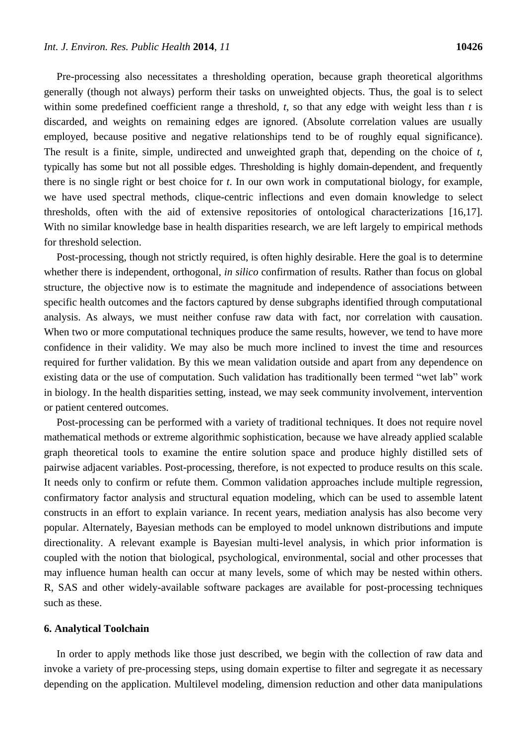Pre-processing also necessitates a thresholding operation, because graph theoretical algorithms generally (though not always) perform their tasks on unweighted objects. Thus, the goal is to select within some predefined coefficient range a threshold, $t$, so that any edge with weight less than $t$ is discarded, and weights on remaining edges are ignored. (Absolute correlation values are usually employed, because positive and negative relationships tend to be of roughly equal significance). The result is a finite, simple, undirected and unweighted graph that, depending on the choice of $t$, typically has some but not all possible edges. Thresholding is highly domain-dependent, and frequently there is no single right or best choice for $t$. In our own work in computational biology, for example, we have used spectral methods, clique-centric inflections and even domain knowledge to select thresholds, often with the aid of extensive repositories of ontological characterizations [16,17]. With no similar knowledge base in health disparities research, we are left largely to empirical methods for threshold selection.

Post-processing, though not strictly required, is often highly desirable. Here the goal is to determine whether there is independent, orthogonal, *in silico* confirmation of results. Rather than focus on global structure, the objective now is to estimate the magnitude and independence of associations between specific health outcomes and the factors captured by dense subgraphs identified through computational analysis. As always, we must neither confuse raw data with fact, nor correlation with causation. When two or more computational techniques produce the same results, however, we tend to have more confidence in their validity. We may also be much more inclined to invest the time and resources required for further validation. By this we mean validation outside and apart from any dependence on existing data or the use of computation. Such validation has traditionally been termed "wet lab" work in biology. In the health disparities setting, instead, we may seek community involvement, intervention or patient centered outcomes.

Post-processing can be performed with a variety of traditional techniques. It does not require novel mathematical methods or extreme algorithmic sophistication, because we have already applied scalable graph theoretical tools to examine the entire solution space and produce highly distilled sets of pairwise adjacent variables. Post-processing, therefore, is not expected to produce results on this scale. It needs only to confirm or refute them. Common validation approaches include multiple regression, confirmatory factor analysis and structural equation modeling, which can be used to assemble latent constructs in an effort to explain variance. In recent years, mediation analysis has also become very popular. Alternately, Bayesian methods can be employed to model unknown distributions and impute directionality. A relevant example is Bayesian multi-level analysis, in which prior information is coupled with the notion that biological, psychological, environmental, social and other processes that may influence human health can occur at many levels, some of which may be nested within others. R, SAS and other widely-available software packages are available for post-processing techniques such as these.

## 6. Analytical Toolchain

In order to apply methods like those just described, we begin with the collection of raw data and invoke a variety of pre-processing steps, using domain expertise to filter and segregate it as necessary depending on the application. Multilevel modeling, dimension reduction and other data manipulations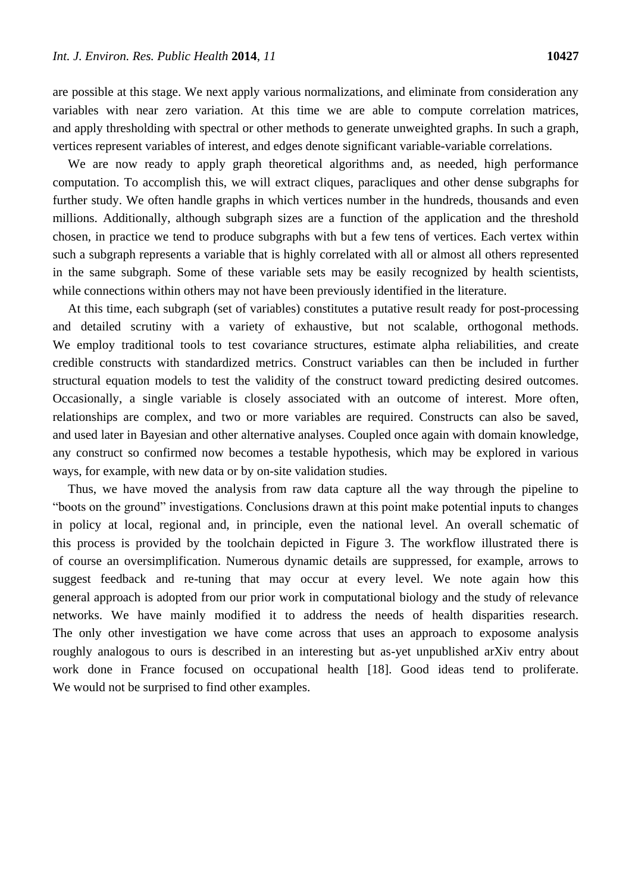are possible at this stage. We next apply various normalizations, and eliminate from consideration any variables with near zero variation. At this time we are able to compute correlation matrices, and apply thresholding with spectral or other methods to generate unweighted graphs. In such a graph, vertices represent variables of interest, and edges denote significant variable-variable correlations.

We are now ready to apply graph theoretical algorithms and, as needed, high performance computation. To accomplish this, we will extract cliques, paracliques and other dense subgraphs for further study. We often handle graphs in which vertices number in the hundreds, thousands and even millions. Additionally, although subgraph sizes are a function of the application and the threshold chosen, in practice we tend to produce subgraphs with but a few tens of vertices. Each vertex within such a subgraph represents a variable that is highly correlated with all or almost all others represented in the same subgraph. Some of these variable sets may be easily recognized by health scientists, while connections within others may not have been previously identified in the literature.

At this time, each subgraph (set of variables) constitutes a putative result ready for post-processing and detailed scrutiny with a variety of exhaustive, but not scalable, orthogonal methods. We employ traditional tools to test covariance structures, estimate alpha reliabilities, and create credible constructs with standardized metrics. Construct variables can then be included in further structural equation models to test the validity of the construct toward predicting desired outcomes. Occasionally, a single variable is closely associated with an outcome of interest. More often, relationships are complex, and two or more variables are required. Constructs can also be saved, and used later in Bayesian and other alternative analyses. Coupled once again with domain knowledge, any construct so confirmed now becomes a testable hypothesis, which may be explored in various ways, for example, with new data or by on-site validation studies.

Thus, we have moved the analysis from raw data capture all the way through the pipeline to "boots on the ground" investigations. Conclusions drawn at this point make potential inputs to changes in policy at local, regional and, in principle, even the national level. An overall schematic of this process is provided by the toolchain depicted in Figure 3. The workflow illustrated there is of course an oversimplification. Numerous dynamic details are suppressed, for example, arrows to suggest feedback and re-tuning that may occur at every level. We note again how this general approach is adopted from our prior work in computational biology and the study of relevance networks. We have mainly modified it to address the needs of health disparities research. The only other investigation we have come across that uses an approach to exposome analysis roughly analogous to ours is described in an interesting but as-yet unpublished arXiv entry about work done in France focused on occupational health [18]. Good ideas tend to proliferate. We would not be surprised to find other examples.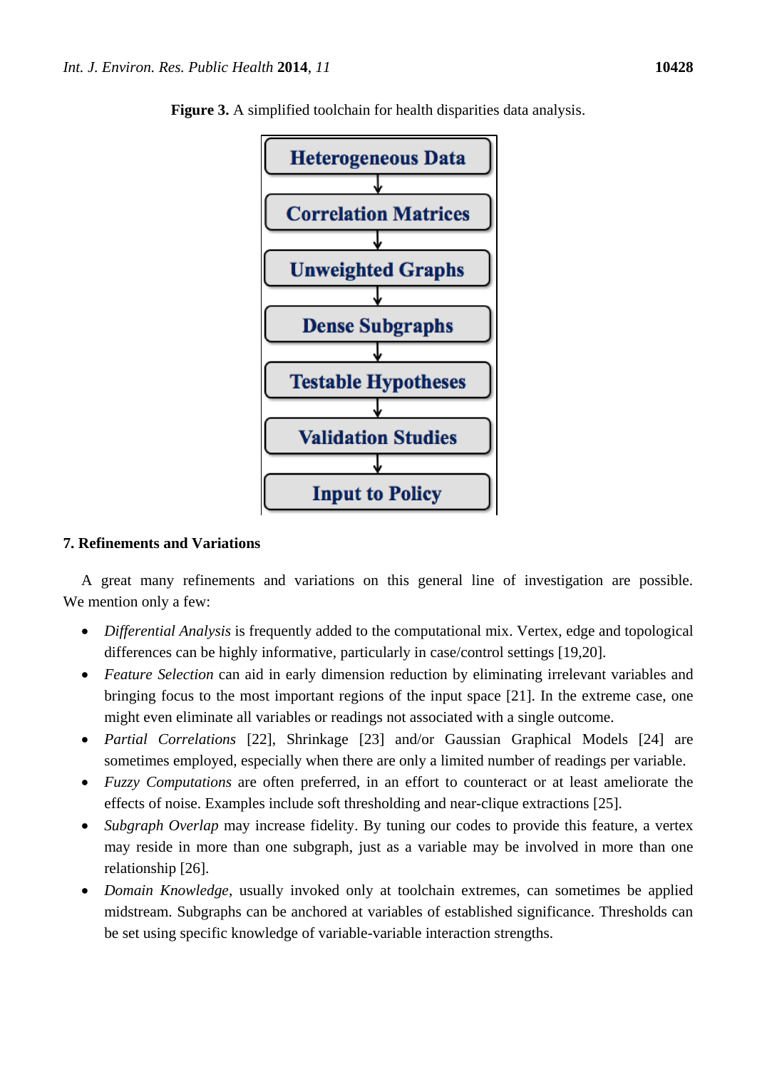**Figure 3.** A simplified toolchain for health disparities data analysis.

Heterogeneous Data → Correlation Matrices → Unweighted Graphs → Dense Subgraphs → Testable Hypotheses → Validation Studies → Input to Policy

## 7. Refinements and Variations

A great many refinements and variations on this general line of investigation are possible. We mention only a few:

- *Differential Analysis* is frequently added to the computational mix. Vertex, edge and topological differences can be highly informative, particularly in case/control settings [19,20].
- *Feature Selection* can aid in early dimension reduction by eliminating irrelevant variables and bringing focus to the most important regions of the input space [21]. In the extreme case, one might even eliminate all variables or readings not associated with a single outcome.
- *Partial Correlations* [22], Shrinkage [23] and/or Gaussian Graphical Models [24] are sometimes employed, especially when there are only a limited number of readings per variable.
- *Fuzzy Computations* are often preferred, in an effort to counteract or at least ameliorate the effects of noise. Examples include soft thresholding and near-clique extractions [25].
- *Subgraph Overlap* may increase fidelity. By tuning our codes to provide this feature, a vertex may reside in more than one subgraph, just as a variable may be involved in more than one relationship [26].
- *Domain Knowledge*, usually invoked only at toolchain extremes, can sometimes be applied midstream. Subgraphs can be anchored at variables of established significance. Thresholds can be set using specific knowledge of variable-variable interaction strengths.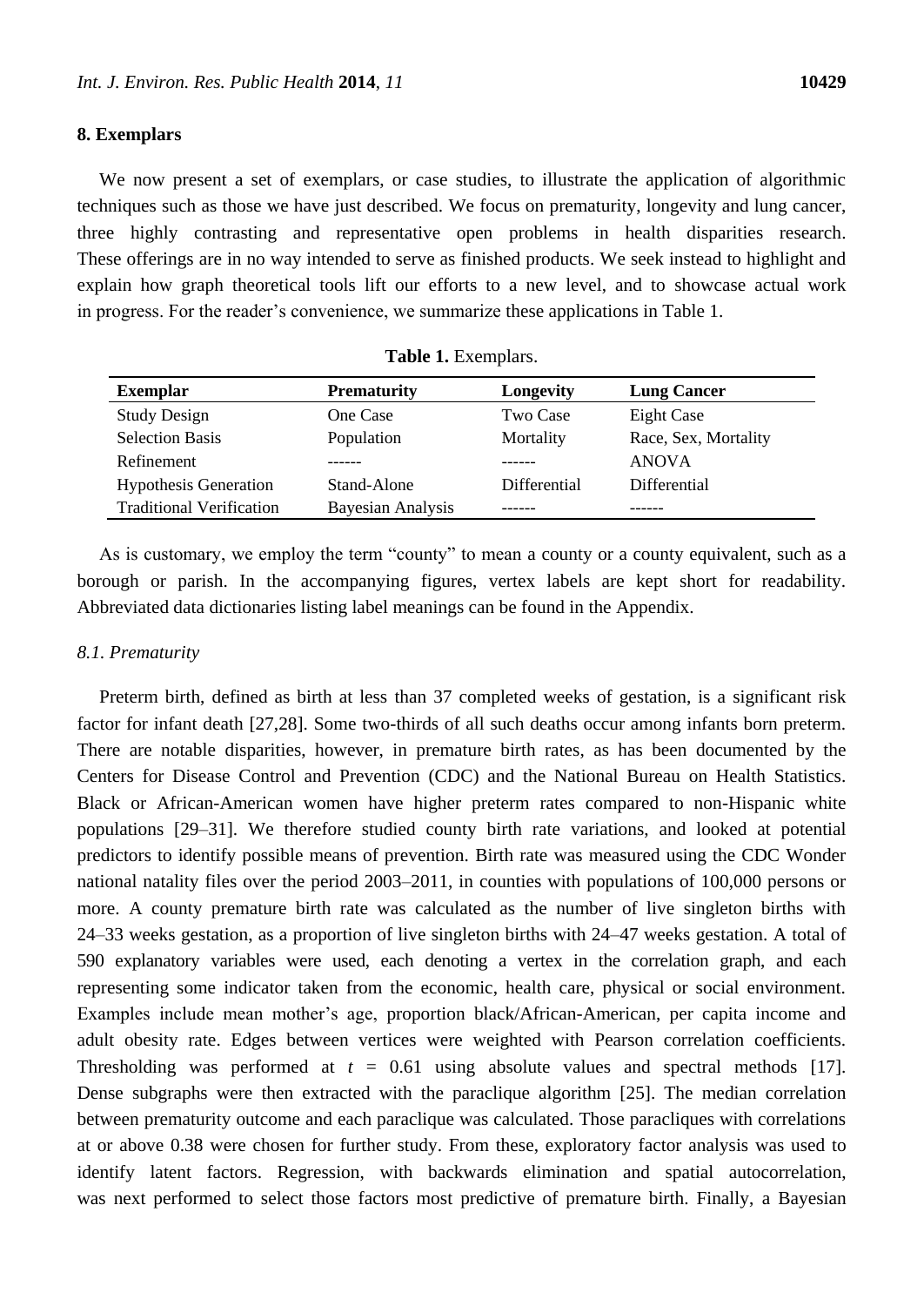## 8. Exemplars

We now present a set of exemplars, or case studies, to illustrate the application of algorithmic techniques such as those we have just described. We focus on prematurity, longevity and lung cancer, three highly contrasting and representative open problems in health disparities research. These offerings are in no way intended to serve as finished products. We seek instead to highlight and explain how graph theoretical tools lift our efforts to a new level, and to showcase actual work in progress. For the reader's convenience, we summarize these applications in Table 1.

**Table 1.** Exemplars.

| Exemplar | Prematurity | Longevity | Lung Cancer |
|---|---|---|---|
| Study Design | One Case | Two Case | Eight Case |
| Selection Basis | Population | Mortality | Race, Sex, Mortality |
| Refinement | ------ | ------ | ANOVA |
| Hypothesis Generation | Stand-Alone | Differential | Differential |
| Traditional Verification | Bayesian Analysis | ------ | ------ |

As is customary, we employ the term "county" to mean a county or a county equivalent, such as a borough or parish. In the accompanying figures, vertex labels are kept short for readability. Abbreviated data dictionaries listing label meanings can be found in the Appendix.

### *8.1. Prematurity*

Preterm birth, defined as birth at less than 37 completed weeks of gestation, is a significant risk factor for infant death [27,28]. Some two-thirds of all such deaths occur among infants born preterm. There are notable disparities, however, in premature birth rates, as has been documented by the Centers for Disease Control and Prevention (CDC) and the National Bureau on Health Statistics. Black or African-American women have higher preterm rates compared to non-Hispanic white populations [29–31]. We therefore studied county birth rate variations, and looked at potential predictors to identify possible means of prevention. Birth rate was measured using the CDC Wonder national natality files over the period 2003–2011, in counties with populations of 100,000 persons or more. A county premature birth rate was calculated as the number of live singleton births with 24–33 weeks gestation, as a proportion of live singleton births with 24–47 weeks gestation. A total of 590 explanatory variables were used, each denoting a vertex in the correlation graph, and each representing some indicator taken from the economic, health care, physical or social environment. Examples include mean mother's age, proportion black/African-American, per capita income and adult obesity rate. Edges between vertices were weighted with Pearson correlation coefficients. Thresholding was performed at $t$ = 0.61 using absolute values and spectral methods [17]. Dense subgraphs were then extracted with the paraclique algorithm [25]. The median correlation between prematurity outcome and each paraclique was calculated. Those paracliques with correlations at or above 0.38 were chosen for further study. From these, exploratory factor analysis was used to identify latent factors. Regression, with backwards elimination and spatial autocorrelation, was next performed to select those factors most predictive of premature birth. Finally, a Bayesian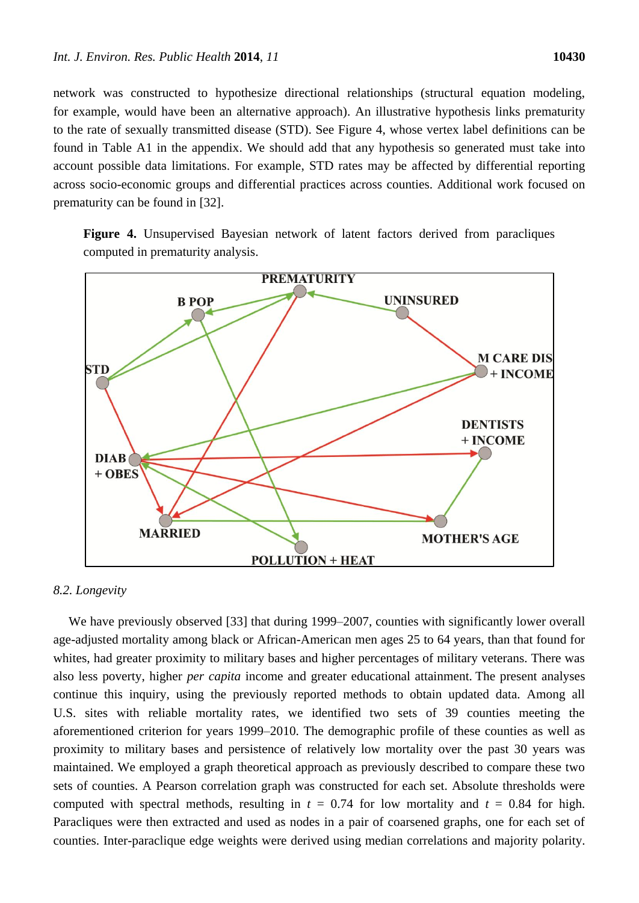network was constructed to hypothesize directional relationships (structural equation modeling, for example, would have been an alternative approach). An illustrative hypothesis links prematurity to the rate of sexually transmitted disease (STD). See Figure 4, whose vertex label definitions can be found in Table A1 in the appendix. We should add that any hypothesis so generated must take into account possible data limitations. For example, STD rates may be affected by differential reporting across socio-economic groups and differential practices across counties. Additional work focused on prematurity can be found in [32].

**Figure 4.** Unsupervised Bayesian network of latent factors derived from paracliques computed in prematurity analysis.

### 8.2. Longevity

We have previously observed [33] that during 1999–2007, counties with significantly lower overall age-adjusted mortality among black or African-American men ages 25 to 64 years, than that found for whites, had greater proximity to military bases and higher percentages of military veterans. There was also less poverty, higher *per capita* income and greater educational attainment. The present analyses continue this inquiry, using the previously reported methods to obtain updated data. Among all U.S. sites with reliable mortality rates, we identified two sets of 39 counties meeting the aforementioned criterion for years 1999–2010. The demographic profile of these counties as well as proximity to military bases and persistence of relatively low mortality over the past 30 years was maintained. We employed a graph theoretical approach as previously described to compare these two sets of counties. A Pearson correlation graph was constructed for each set. Absolute thresholds were computed with spectral methods, resulting in $t$ = 0.74 for low mortality and $t$ = 0.84 for high. Paracliques were then extracted and used as nodes in a pair of coarsened graphs, one for each set of counties. Inter-paraclique edge weights were derived using median correlations and majority polarity.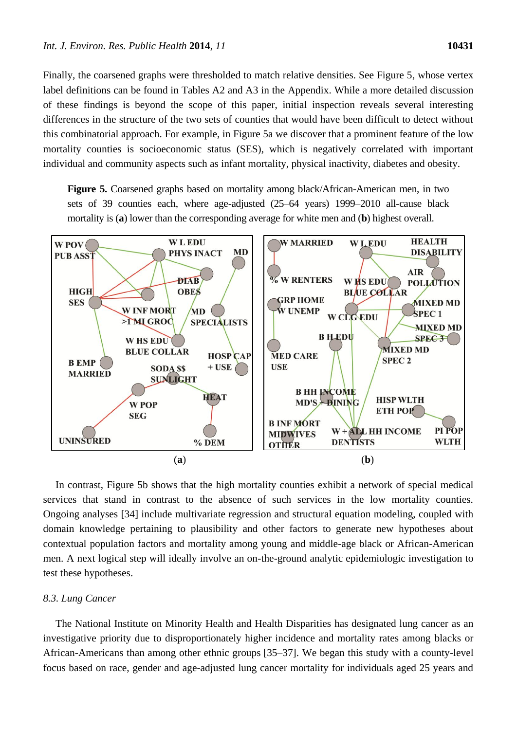Finally, the coarsened graphs were thresholded to match relative densities. See Figure 5, whose vertex label definitions can be found in Tables A2 and A3 in the Appendix. While a more detailed discussion of these findings is beyond the scope of this paper, initial inspection reveals several interesting differences in the structure of the two sets of counties that would have been difficult to detect without this combinatorial approach. For example, in Figure 5a we discover that a prominent feature of the low mortality counties is socioeconomic status (SES), which is negatively correlated with important individual and community aspects such as infant mortality, physical inactivity, diabetes and obesity.

**Figure 5.** Coarsened graphs based on mortality among black/African-American men, in two sets of 39 counties each, where age-adjusted (25–64 years) 1999–2010 all-cause black mortality is (**a**) lower than the corresponding average for white men and (**b**) highest overall.

(**a**) (**b**)

In contrast, Figure 5b shows that the high mortality counties exhibit a network of special medical services that stand in contrast to the absence of such services in the low mortality counties. Ongoing analyses [34] include multivariate regression and structural equation modeling, coupled with domain knowledge pertaining to plausibility and other factors to generate new hypotheses about contextual population factors and mortality among young and middle-age black or African-American men. A next logical step will ideally involve an on-the-ground analytic epidemiologic investigation to test these hypotheses.

### 8.3. Lung Cancer

The National Institute on Minority Health and Health Disparities has designated lung cancer as an investigative priority due to disproportionately higher incidence and mortality rates among blacks or African-Americans than among other ethnic groups [35–37]. We began this study with a county-level focus based on race, gender and age-adjusted lung cancer mortality for individuals aged 25 years and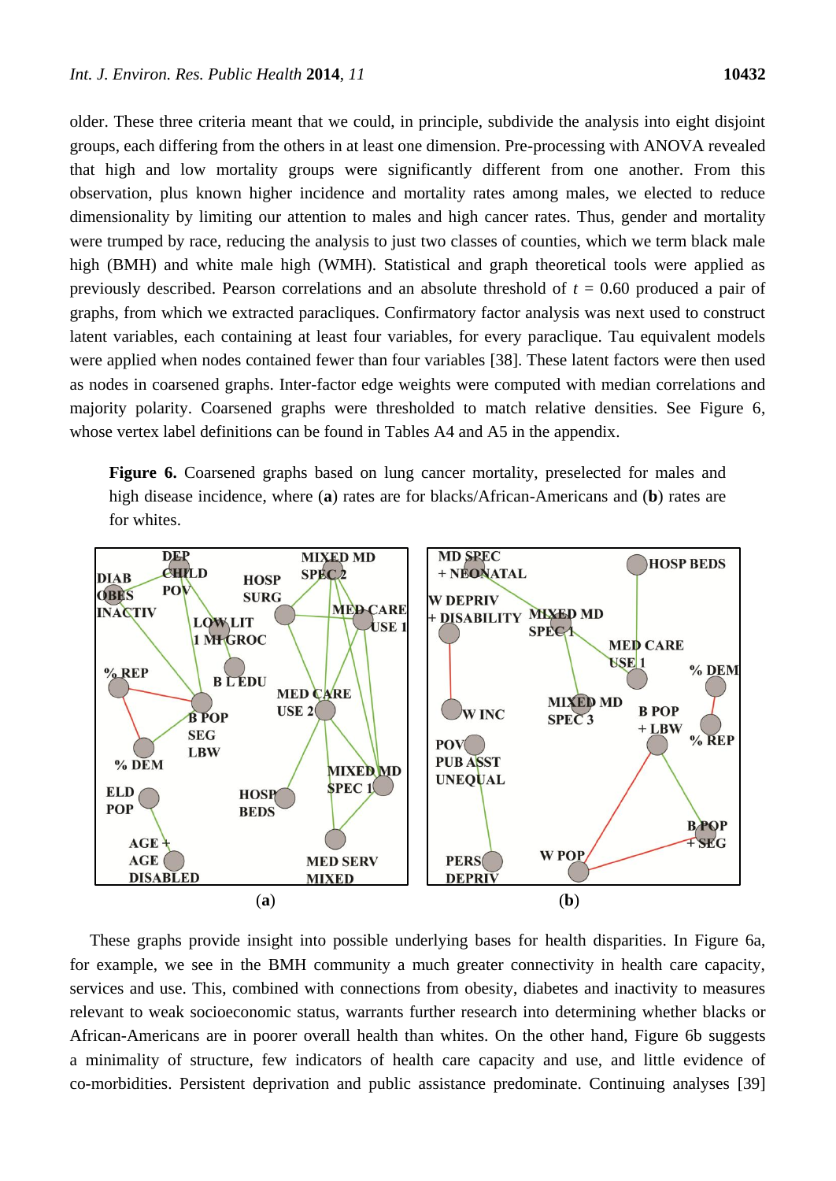older. These three criteria meant that we could, in principle, subdivide the analysis into eight disjoint groups, each differing from the others in at least one dimension. Pre-processing with ANOVA revealed that high and low mortality groups were significantly different from one another. From this observation, plus known higher incidence and mortality rates among males, we elected to reduce dimensionality by limiting our attention to males and high cancer rates. Thus, gender and mortality were trumped by race, reducing the analysis to just two classes of counties, which we term black male high (BMH) and white male high (WMH). Statistical and graph theoretical tools were applied as previously described. Pearson correlations and an absolute threshold of $t = 0.60$ produced a pair of graphs, from which we extracted paracliques. Confirmatory factor analysis was next used to construct latent variables, each containing at least four variables, for every paraclique. Tau equivalent models were applied when nodes contained fewer than four variables [38]. These latent factors were then used as nodes in coarsened graphs. Inter-factor edge weights were computed with median correlations and majority polarity. Coarsened graphs were thresholded to match relative densities. See Figure 6, whose vertex label definitions can be found in Tables A4 and A5 in the appendix.

**Figure 6.** Coarsened graphs based on lung cancer mortality, preselected for males and high disease incidence, where (**a**) rates are for blacks/African-Americans and (**b**) rates are for whites.

(**a**) (**b**)

These graphs provide insight into possible underlying bases for health disparities. In Figure 6a, for example, we see in the BMH community a much greater connectivity in health care capacity, services and use. This, combined with connections from obesity, diabetes and inactivity to measures relevant to weak socioeconomic status, warrants further research into determining whether blacks or African-Americans are in poorer overall health than whites. On the other hand, Figure 6b suggests a minimality of structure, few indicators of health care capacity and use, and little evidence of co-morbidities. Persistent deprivation and public assistance predominate. Continuing analyses [39]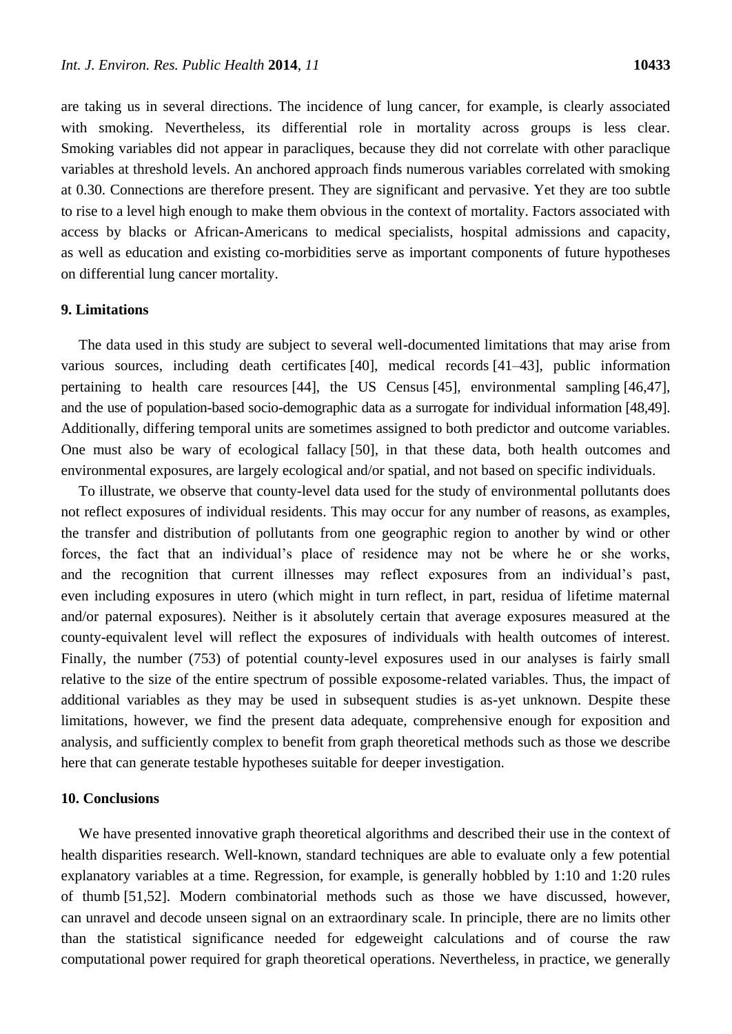are taking us in several directions. The incidence of lung cancer, for example, is clearly associated with smoking. Nevertheless, its differential role in mortality across groups is less clear. Smoking variables did not appear in paracliques, because they did not correlate with other paraclique variables at threshold levels. An anchored approach finds numerous variables correlated with smoking at 0.30. Connections are therefore present. They are significant and pervasive. Yet they are too subtle to rise to a level high enough to make them obvious in the context of mortality. Factors associated with access by blacks or African-Americans to medical specialists, hospital admissions and capacity, as well as education and existing co-morbidities serve as important components of future hypotheses on differential lung cancer mortality.

## 9. Limitations

The data used in this study are subject to several well-documented limitations that may arise from various sources, including death certificates [40], medical records [41–43], public information pertaining to health care resources [44], the US Census [45], environmental sampling [46,47], and the use of population-based socio-demographic data as a surrogate for individual information [48,49]. Additionally, differing temporal units are sometimes assigned to both predictor and outcome variables. One must also be wary of ecological fallacy [50], in that these data, both health outcomes and environmental exposures, are largely ecological and/or spatial, and not based on specific individuals.

To illustrate, we observe that county-level data used for the study of environmental pollutants does not reflect exposures of individual residents. This may occur for any number of reasons, as examples, the transfer and distribution of pollutants from one geographic region to another by wind or other forces, the fact that an individual's place of residence may not be where he or she works, and the recognition that current illnesses may reflect exposures from an individual's past, even including exposures in utero (which might in turn reflect, in part, residua of lifetime maternal and/or paternal exposures). Neither is it absolutely certain that average exposures measured at the county-equivalent level will reflect the exposures of individuals with health outcomes of interest. Finally, the number (753) of potential county-level exposures used in our analyses is fairly small relative to the size of the entire spectrum of possible exposome-related variables. Thus, the impact of additional variables as they may be used in subsequent studies is as-yet unknown. Despite these limitations, however, we find the present data adequate, comprehensive enough for exposition and analysis, and sufficiently complex to benefit from graph theoretical methods such as those we describe here that can generate testable hypotheses suitable for deeper investigation.

## 10. Conclusions

We have presented innovative graph theoretical algorithms and described their use in the context of health disparities research. Well-known, standard techniques are able to evaluate only a few potential explanatory variables at a time. Regression, for example, is generally hobbled by 1:10 and 1:20 rules of thumb [51,52]. Modern combinatorial methods such as those we have discussed, however, can unravel and decode unseen signal on an extraordinary scale. In principle, there are no limits other than the statistical significance needed for edgeweight calculations and of course the raw computational power required for graph theoretical operations. Nevertheless, in practice, we generally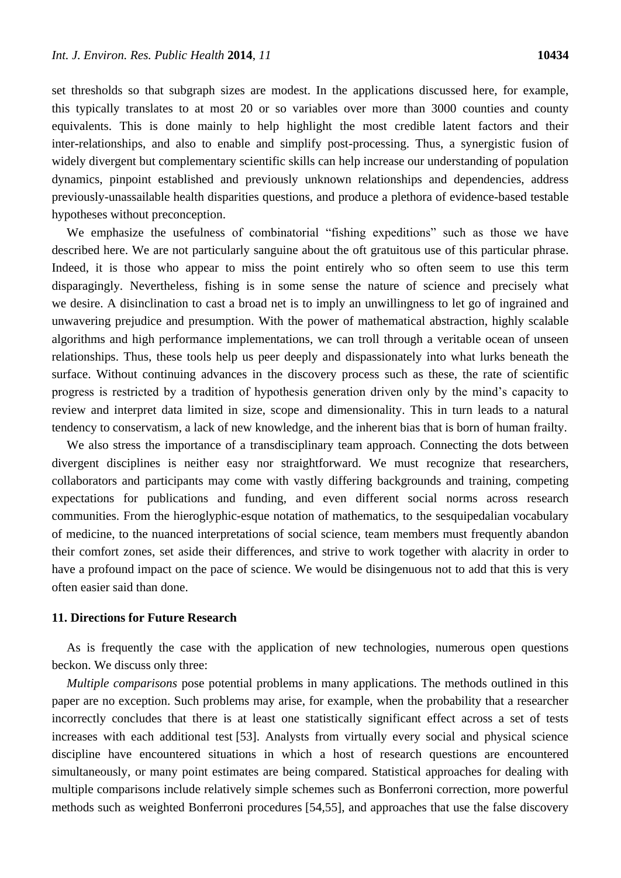set thresholds so that subgraph sizes are modest. In the applications discussed here, for example, this typically translates to at most 20 or so variables over more than 3000 counties and county equivalents. This is done mainly to help highlight the most credible latent factors and their inter-relationships, and also to enable and simplify post-processing. Thus, a synergistic fusion of widely divergent but complementary scientific skills can help increase our understanding of population dynamics, pinpoint established and previously unknown relationships and dependencies, address previously-unassailable health disparities questions, and produce a plethora of evidence-based testable hypotheses without preconception.

We emphasize the usefulness of combinatorial "fishing expeditions" such as those we have described here. We are not particularly sanguine about the oft gratuitous use of this particular phrase. Indeed, it is those who appear to miss the point entirely who so often seem to use this term disparagingly. Nevertheless, fishing is in some sense the nature of science and precisely what we desire. A disinclination to cast a broad net is to imply an unwillingness to let go of ingrained and unwavering prejudice and presumption. With the power of mathematical abstraction, highly scalable algorithms and high performance implementations, we can troll through a veritable ocean of unseen relationships. Thus, these tools help us peer deeply and dispassionately into what lurks beneath the surface. Without continuing advances in the discovery process such as these, the rate of scientific progress is restricted by a tradition of hypothesis generation driven only by the mind's capacity to review and interpret data limited in size, scope and dimensionality. This in turn leads to a natural tendency to conservatism, a lack of new knowledge, and the inherent bias that is born of human frailty.

We also stress the importance of a transdisciplinary team approach. Connecting the dots between divergent disciplines is neither easy nor straightforward. We must recognize that researchers, collaborators and participants may come with vastly differing backgrounds and training, competing expectations for publications and funding, and even different social norms across research communities. From the hieroglyphic-esque notation of mathematics, to the sesquipedalian vocabulary of medicine, to the nuanced interpretations of social science, team members must frequently abandon their comfort zones, set aside their differences, and strive to work together with alacrity in order to have a profound impact on the pace of science. We would be disingenuous not to add that this is very often easier said than done.

## 11. Directions for Future Research

As is frequently the case with the application of new technologies, numerous open questions beckon. We discuss only three:

*Multiple comparisons* pose potential problems in many applications. The methods outlined in this paper are no exception. Such problems may arise, for example, when the probability that a researcher incorrectly concludes that there is at least one statistically significant effect across a set of tests increases with each additional test [53]. Analysts from virtually every social and physical science discipline have encountered situations in which a host of research questions are encountered simultaneously, or many point estimates are being compared. Statistical approaches for dealing with multiple comparisons include relatively simple schemes such as Bonferroni correction, more powerful methods such as weighted Bonferroni procedures [54,55], and approaches that use the false discovery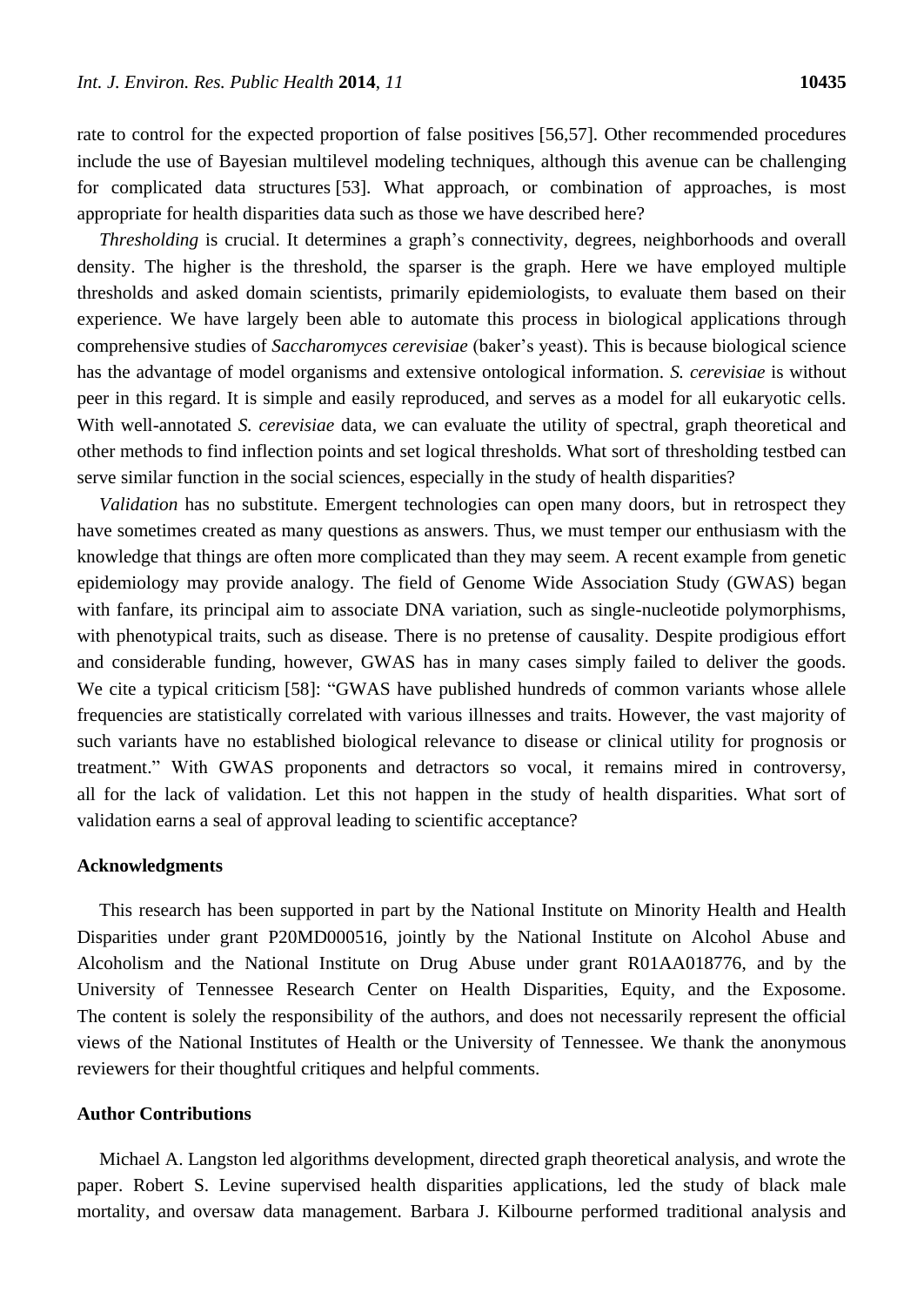rate to control for the expected proportion of false positives [56,57]. Other recommended procedures include the use of Bayesian multilevel modeling techniques, although this avenue can be challenging for complicated data structures [53]. What approach, or combination of approaches, is most appropriate for health disparities data such as those we have described here?

*Thresholding* is crucial. It determines a graph's connectivity, degrees, neighborhoods and overall density. The higher is the threshold, the sparser is the graph. Here we have employed multiple thresholds and asked domain scientists, primarily epidemiologists, to evaluate them based on their experience. We have largely been able to automate this process in biological applications through comprehensive studies of *Saccharomyces cerevisiae* (baker's yeast). This is because biological science has the advantage of model organisms and extensive ontological information. *S. cerevisiae* is without peer in this regard. It is simple and easily reproduced, and serves as a model for all eukaryotic cells. With well-annotated *S. cerevisiae* data, we can evaluate the utility of spectral, graph theoretical and other methods to find inflection points and set logical thresholds. What sort of thresholding testbed can serve similar function in the social sciences, especially in the study of health disparities?

*Validation* has no substitute. Emergent technologies can open many doors, but in retrospect they have sometimes created as many questions as answers. Thus, we must temper our enthusiasm with the knowledge that things are often more complicated than they may seem. A recent example from genetic epidemiology may provide analogy. The field of Genome Wide Association Study (GWAS) began with fanfare, its principal aim to associate DNA variation, such as single-nucleotide polymorphisms, with phenotypical traits, such as disease. There is no pretense of causality. Despite prodigious effort and considerable funding, however, GWAS has in many cases simply failed to deliver the goods. We cite a typical criticism [58]: "GWAS have published hundreds of common variants whose allele frequencies are statistically correlated with various illnesses and traits. However, the vast majority of such variants have no established biological relevance to disease or clinical utility for prognosis or treatment." With GWAS proponents and detractors so vocal, it remains mired in controversy, all for the lack of validation. Let this not happen in the study of health disparities. What sort of validation earns a seal of approval leading to scientific acceptance?

## Acknowledgments

This research has been supported in part by the National Institute on Minority Health and Health Disparities under grant P20MD000516, jointly by the National Institute on Alcohol Abuse and Alcoholism and the National Institute on Drug Abuse under grant R01AA018776, and by the University of Tennessee Research Center on Health Disparities, Equity, and the Exposome. The content is solely the responsibility of the authors, and does not necessarily represent the official views of the National Institutes of Health or the University of Tennessee. We thank the anonymous reviewers for their thoughtful critiques and helpful comments.

## Author Contributions

Michael A. Langston led algorithms development, directed graph theoretical analysis, and wrote the paper. Robert S. Levine supervised health disparities applications, led the study of black male mortality, and oversaw data management. Barbara J. Kilbourne performed traditional analysis and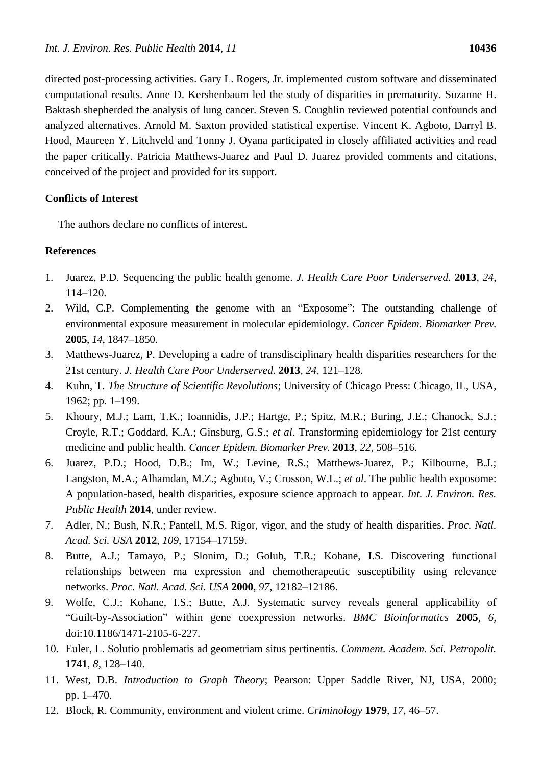directed post-processing activities. Gary L. Rogers, Jr. implemented custom software and disseminated computational results. Anne D. Kershenbaum led the study of disparities in prematurity. Suzanne H. Baktash shepherded the analysis of lung cancer. Steven S. Coughlin reviewed potential confounds and analyzed alternatives. Arnold M. Saxton provided statistical expertise. Vincent K. Agboto, Darryl B. Hood, Maureen Y. Litchveld and Tonny J. Oyana participated in closely affiliated activities and read the paper critically. Patricia Matthews-Juarez and Paul D. Juarez provided comments and citations, conceived of the project and provided for its support.

## Conflicts of Interest

The authors declare no conflicts of interest.

## References

1. Juarez, P.D. Sequencing the public health genome. *J. Health Care Poor Underserved.* **2013**, *24*, 114–120.
2. Wild, C.P. Complementing the genome with an "Exposome": The outstanding challenge of environmental exposure measurement in molecular epidemiology. *Cancer Epidem. Biomarker Prev.* **2005**, *14*, 1847–1850.
3. Matthews-Juarez, P. Developing a cadre of transdisciplinary health disparities researchers for the 21st century. *J. Health Care Poor Underserved.* **2013**, *24*, 121–128.
4. Kuhn, T. *The Structure of Scientific Revolutions*; University of Chicago Press: Chicago, IL, USA, 1962; pp. 1–199.
5. Khoury, M.J.; Lam, T.K.; Ioannidis, J.P.; Hartge, P.; Spitz, M.R.; Buring, J.E.; Chanock, S.J.; Croyle, R.T.; Goddard, K.A.; Ginsburg, G.S.; *et al*. Transforming epidemiology for 21st century medicine and public health. *Cancer Epidem. Biomarker Prev.* **2013**, *22*, 508–516.
6. Juarez, P.D.; Hood, D.B.; Im, W.; Levine, R.S.; Matthews-Juarez, P.; Kilbourne, B.J.; Langston, M.A.; Alhamdan, M.Z.; Agboto, V.; Crosson, W.L.; *et al*. The public health exposome: A population-based, health disparities, exposure science approach to appear. *Int. J. Environ. Res. Public Health* **2014**, under review.
7. Adler, N.; Bush, N.R.; Pantell, M.S. Rigor, vigor, and the study of health disparities. *Proc. Natl. Acad. Sci. USA* **2012**, *109*, 17154–17159.
8. Butte, A.J.; Tamayo, P.; Slonim, D.; Golub, T.R.; Kohane, I.S. Discovering functional relationships between rna expression and chemotherapeutic susceptibility using relevance networks. *Proc. Natl. Acad. Sci. USA* **2000**, *97*, 12182–12186.
9. Wolfe, C.J.; Kohane, I.S.; Butte, A.J. Systematic survey reveals general applicability of "Guilt-by-Association" within gene coexpression networks. *BMC Bioinformatics* **2005**, *6*, doi:10.1186/1471-2105-6-227.
10. Euler, L. Solutio problematis ad geometriam situs pertinentis. *Comment. Academ. Sci. Petropolit.* **1741**, *8*, 128–140.
11. West, D.B. *Introduction to Graph Theory*; Pearson: Upper Saddle River, NJ, USA, 2000; pp. 1–470.
12. Block, R. Community, environment and violent crime. *Criminology* **1979**, *17*, 46–57.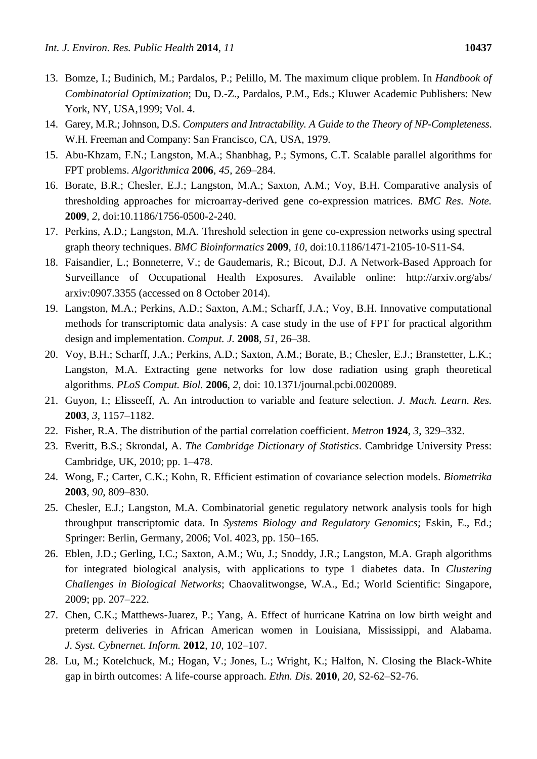13. Bomze, I.; Budinich, M.; Pardalos, P.; Pelillo, M. The maximum clique problem. In *Handbook of Combinatorial Optimization*; Du, D.-Z., Pardalos, P.M., Eds.; Kluwer Academic Publishers: New York, NY, USA,1999; Vol. 4.
14. Garey, M.R.; Johnson, D.S. *Computers and Intractability. A Guide to the Theory of NP-Completeness.* W.H. Freeman and Company: San Francisco, CA, USA, 1979.
15. Abu-Khzam, F.N.; Langston, M.A.; Shanbhag, P.; Symons, C.T. Scalable parallel algorithms for FPT problems. *Algorithmica* **2006**, *45*, 269–284.
16. Borate, B.R.; Chesler, E.J.; Langston, M.A.; Saxton, A.M.; Voy, B.H. Comparative analysis of thresholding approaches for microarray-derived gene co-expression matrices. *BMC Res. Note.* **2009**, *2*, doi:10.1186/1756-0500-2-240.
17. Perkins, A.D.; Langston, M.A. Threshold selection in gene co-expression networks using spectral graph theory techniques. *BMC Bioinformatics* **2009**, *10*, doi:10.1186/1471-2105-10-S11-S4.
18. Faisandier, L.; Bonneterre, V.; de Gaudemaris, R.; Bicout, D.J. A Network-Based Approach for Surveillance of Occupational Health Exposures. Available online: http://arxiv.org/abs/arxiv:0907.3355 (accessed on 8 October 2014).
19. Langston, M.A.; Perkins, A.D.; Saxton, A.M.; Scharff, J.A.; Voy, B.H. Innovative computational methods for transcriptomic data analysis: A case study in the use of FPT for practical algorithm design and implementation. *Comput. J.* **2008**, *51*, 26–38.
20. Voy, B.H.; Scharff, J.A.; Perkins, A.D.; Saxton, A.M.; Borate, B.; Chesler, E.J.; Branstetter, L.K.; Langston, M.A. Extracting gene networks for low dose radiation using graph theoretical algorithms. *PLoS Comput. Biol.* **2006**, *2*, doi: 10.1371/journal.pcbi.0020089.
21. Guyon, I.; Elisseeff, A. An introduction to variable and feature selection. *J. Mach. Learn. Res.* **2003**, *3*, 1157–1182.
22. Fisher, R.A. The distribution of the partial correlation coefficient. *Metron* **1924**, *3*, 329–332.
23. Everitt, B.S.; Skrondal, A. *The Cambridge Dictionary of Statistics*. Cambridge University Press: Cambridge, UK, 2010; pp. 1–478.
24. Wong, F.; Carter, C.K.; Kohn, R. Efficient estimation of covariance selection models. *Biometrika* **2003**, *90*, 809–830.
25. Chesler, E.J.; Langston, M.A. Combinatorial genetic regulatory network analysis tools for high throughput transcriptomic data. In *Systems Biology and Regulatory Genomics*; Eskin, E., Ed.; Springer: Berlin, Germany, 2006; Vol. 4023, pp. 150–165.
26. Eblen, J.D.; Gerling, I.C.; Saxton, A.M.; Wu, J.; Snoddy, J.R.; Langston, M.A. Graph algorithms for integrated biological analysis, with applications to type 1 diabetes data. In *Clustering Challenges in Biological Networks*; Chaovalitwongse, W.A., Ed.; World Scientific: Singapore, 2009; pp. 207–222.
27. Chen, C.K.; Matthews-Juarez, P.; Yang, A. Effect of hurricane Katrina on low birth weight and preterm deliveries in African American women in Louisiana, Mississippi, and Alabama. *J. Syst. Cybnernet. Inform.* **2012**, *10*, 102–107.
28. Lu, M.; Kotelchuck, M.; Hogan, V.; Jones, L.; Wright, K.; Halfon, N. Closing the Black-White gap in birth outcomes: A life-course approach. *Ethn. Dis.* **2010**, *20*, S2-62–S2-76.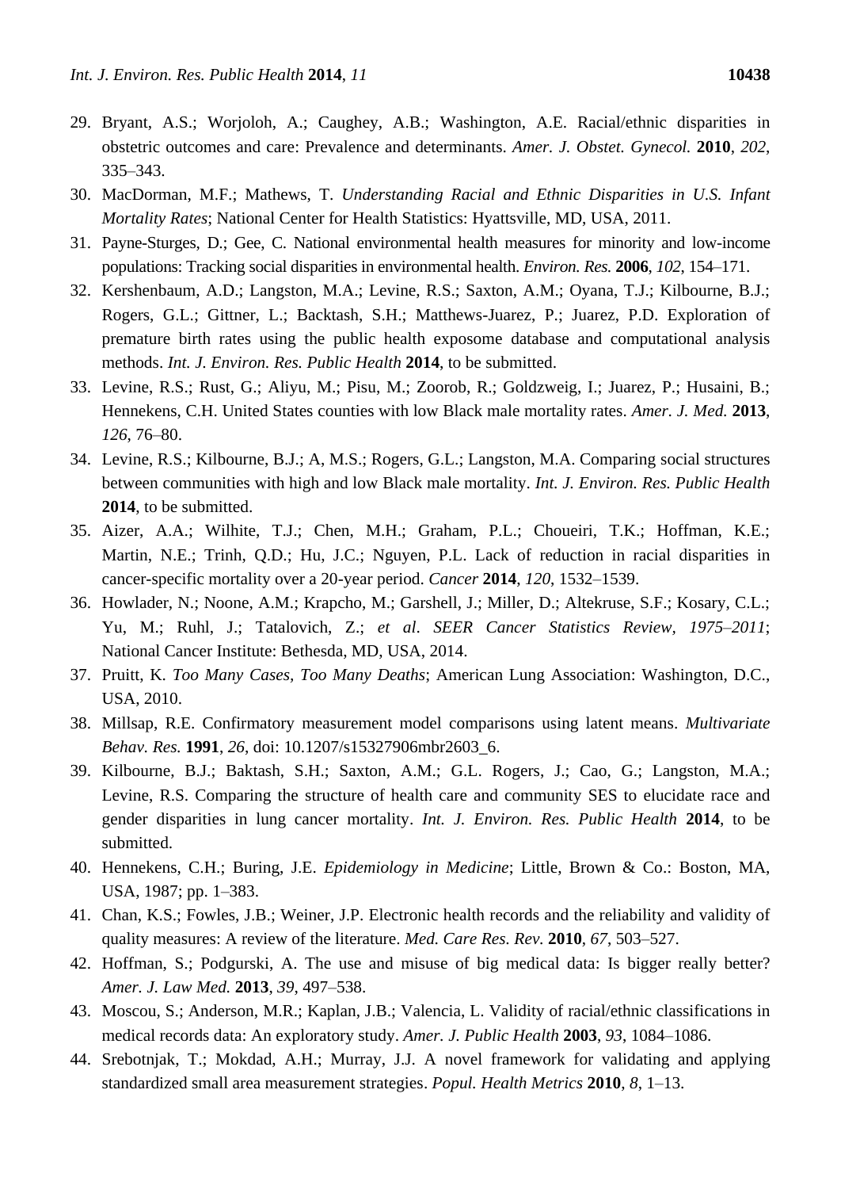29. Bryant, A.S.; Worjoloh, A.; Caughey, A.B.; Washington, A.E. Racial/ethnic disparities in obstetric outcomes and care: Prevalence and determinants. *Amer. J. Obstet. Gynecol.* **2010**, *202*, 335–343.
30. MacDorman, M.F.; Mathews, T. *Understanding Racial and Ethnic Disparities in U.S. Infant Mortality Rates*; National Center for Health Statistics: Hyattsville, MD, USA, 2011.
31. Payne-Sturges, D.; Gee, C. National environmental health measures for minority and low-income populations: Tracking social disparities in environmental health. *Environ. Res.* **2006**, *102*, 154–171.
32. Kershenbaum, A.D.; Langston, M.A.; Levine, R.S.; Saxton, A.M.; Oyana, T.J.; Kilbourne, B.J.; Rogers, G.L.; Gittner, L.; Backtash, S.H.; Matthews-Juarez, P.; Juarez, P.D. Exploration of premature birth rates using the public health exposome database and computational analysis methods. *Int. J. Environ. Res. Public Health* **2014**, to be submitted.
33. Levine, R.S.; Rust, G.; Aliyu, M.; Pisu, M.; Zoorob, R.; Goldzweig, I.; Juarez, P.; Husaini, B.; Hennekens, C.H. United States counties with low Black male mortality rates. *Amer. J. Med.* **2013**, *126*, 76–80.
34. Levine, R.S.; Kilbourne, B.J.; A, M.S.; Rogers, G.L.; Langston, M.A. Comparing social structures between communities with high and low Black male mortality. *Int. J. Environ. Res. Public Health* **2014**, to be submitted.
35. Aizer, A.A.; Wilhite, T.J.; Chen, M.H.; Graham, P.L.; Choueiri, T.K.; Hoffman, K.E.; Martin, N.E.; Trinh, Q.D.; Hu, J.C.; Nguyen, P.L. Lack of reduction in racial disparities in cancer-specific mortality over a 20-year period. *Cancer* **2014**, *120*, 1532–1539.
36. Howlader, N.; Noone, A.M.; Krapcho, M.; Garshell, J.; Miller, D.; Altekruse, S.F.; Kosary, C.L.; Yu, M.; Ruhl, J.; Tatalovich, Z.; *et al*. *SEER Cancer Statistics Review, 1975–2011*; National Cancer Institute: Bethesda, MD, USA, 2014.
37. Pruitt, K. *Too Many Cases, Too Many Deaths*; American Lung Association: Washington, D.C., USA, 2010.
38. Millsap, R.E. Confirmatory measurement model comparisons using latent means. *Multivariate Behav. Res.* **1991**, *26*, doi: 10.1207/s15327906mbr2603_6.
39. Kilbourne, B.J.; Baktash, S.H.; Saxton, A.M.; G.L. Rogers, J.; Cao, G.; Langston, M.A.; Levine, R.S. Comparing the structure of health care and community SES to elucidate race and gender disparities in lung cancer mortality. *Int. J. Environ. Res. Public Health* **2014**, to be submitted.
40. Hennekens, C.H.; Buring, J.E. *Epidemiology in Medicine*; Little, Brown & Co.: Boston, MA, USA, 1987; pp. 1–383.
41. Chan, K.S.; Fowles, J.B.; Weiner, J.P. Electronic health records and the reliability and validity of quality measures: A review of the literature. *Med. Care Res. Rev.* **2010**, *67*, 503–527.
42. Hoffman, S.; Podgurski, A. The use and misuse of big medical data: Is bigger really better? *Amer. J. Law Med.* **2013**, *39*, 497–538.
43. Moscou, S.; Anderson, M.R.; Kaplan, J.B.; Valencia, L. Validity of racial/ethnic classifications in medical records data: An exploratory study. *Amer. J. Public Health* **2003**, *93*, 1084–1086.
44. Srebotnjak, T.; Mokdad, A.H.; Murray, J.J. A novel framework for validating and applying standardized small area measurement strategies. *Popul. Health Metrics* **2010**, *8*, 1–13.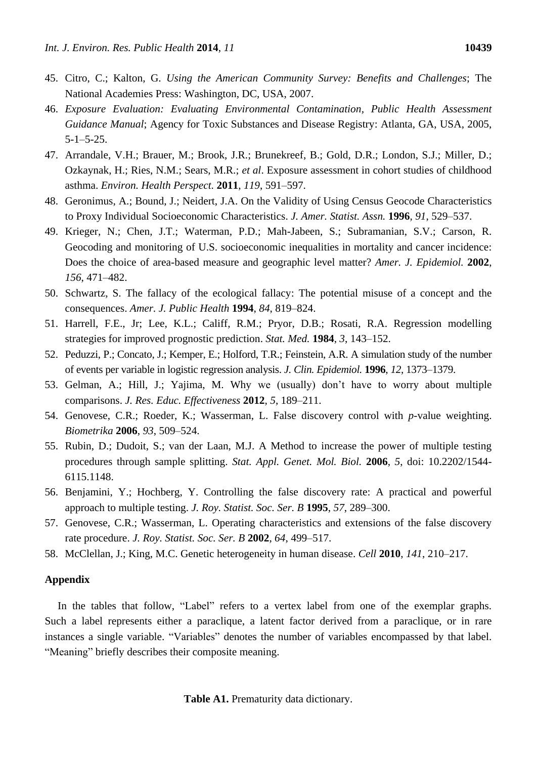45. Citro, C.; Kalton, G. *Using the American Community Survey: Benefits and Challenges*; The National Academies Press: Washington, DC, USA, 2007.
46. *Exposure Evaluation: Evaluating Environmental Contamination*, *Public Health Assessment Guidance Manual*; Agency for Toxic Substances and Disease Registry: Atlanta, GA, USA, 2005, 5-1–5-25.
47. Arrandale, V.H.; Brauer, M.; Brook, J.R.; Brunekreef, B.; Gold, D.R.; London, S.J.; Miller, D.; Ozkaynak, H.; Ries, N.M.; Sears, M.R.; *et al*. Exposure assessment in cohort studies of childhood asthma. *Environ. Health Perspect.* **2011**, *119*, 591–597.
48. Geronimus, A.; Bound, J.; Neidert, J.A. On the Validity of Using Census Geocode Characteristics to Proxy Individual Socioeconomic Characteristics. *J. Amer. Statist. Assn.* **1996**, *91*, 529–537.
49. Krieger, N.; Chen, J.T.; Waterman, P.D.; Mah-Jabeen, S.; Subramanian, S.V.; Carson, R. Geocoding and monitoring of U.S. socioeconomic inequalities in mortality and cancer incidence: Does the choice of area-based measure and geographic level matter? *Amer. J. Epidemiol.* **2002**, *156*, 471–482.
50. Schwartz, S. The fallacy of the ecological fallacy: The potential misuse of a concept and the consequences. *Amer. J. Public Health* **1994**, *84*, 819–824.
51. Harrell, F.E., Jr; Lee, K.L.; Califf, R.M.; Pryor, D.B.; Rosati, R.A. Regression modelling strategies for improved prognostic prediction. *Stat. Med.* **1984**, *3*, 143–152.
52. Peduzzi, P.; Concato, J.; Kemper, E.; Holford, T.R.; Feinstein, A.R. A simulation study of the number of events per variable in logistic regression analysis. *J. Clin. Epidemiol.* **1996**, *12*, 1373–1379.
53. Gelman, A.; Hill, J.; Yajima, M. Why we (usually) don't have to worry about multiple comparisons. *J. Res. Educ. Effectiveness* **2012**, *5*, 189–211.
54. Genovese, C.R.; Roeder, K.; Wasserman, L. False discovery control with *p*-value weighting. *Biometrika* **2006**, *93*, 509–524.
55. Rubin, D.; Dudoit, S.; van der Laan, M.J. A Method to increase the power of multiple testing procedures through sample splitting. *Stat. Appl. Genet. Mol. Biol.* **2006**, *5*, doi: 10.2202/1544-6115.1148.
56. Benjamini, Y.; Hochberg, Y. Controlling the false discovery rate: A practical and powerful approach to multiple testing. *J. Roy. Statist. Soc. Ser. B* **1995**, *57*, 289–300.
57. Genovese, C.R.; Wasserman, L. Operating characteristics and extensions of the false discovery rate procedure. *J. Roy. Statist. Soc. Ser. B* **2002**, *64*, 499–517.
58. McClellan, J.; King, M.C. Genetic heterogeneity in human disease. *Cell* **2010**, *141*, 210–217.

## Appendix

In the tables that follow, "Label" refers to a vertex label from one of the exemplar graphs. Such a label represents either a paraclique, a latent factor derived from a paraclique, or in rare instances a single variable. "Variables" denotes the number of variables encompassed by that label. "Meaning" briefly describes their composite meaning.

**Table A1.** Prematurity data dictionary.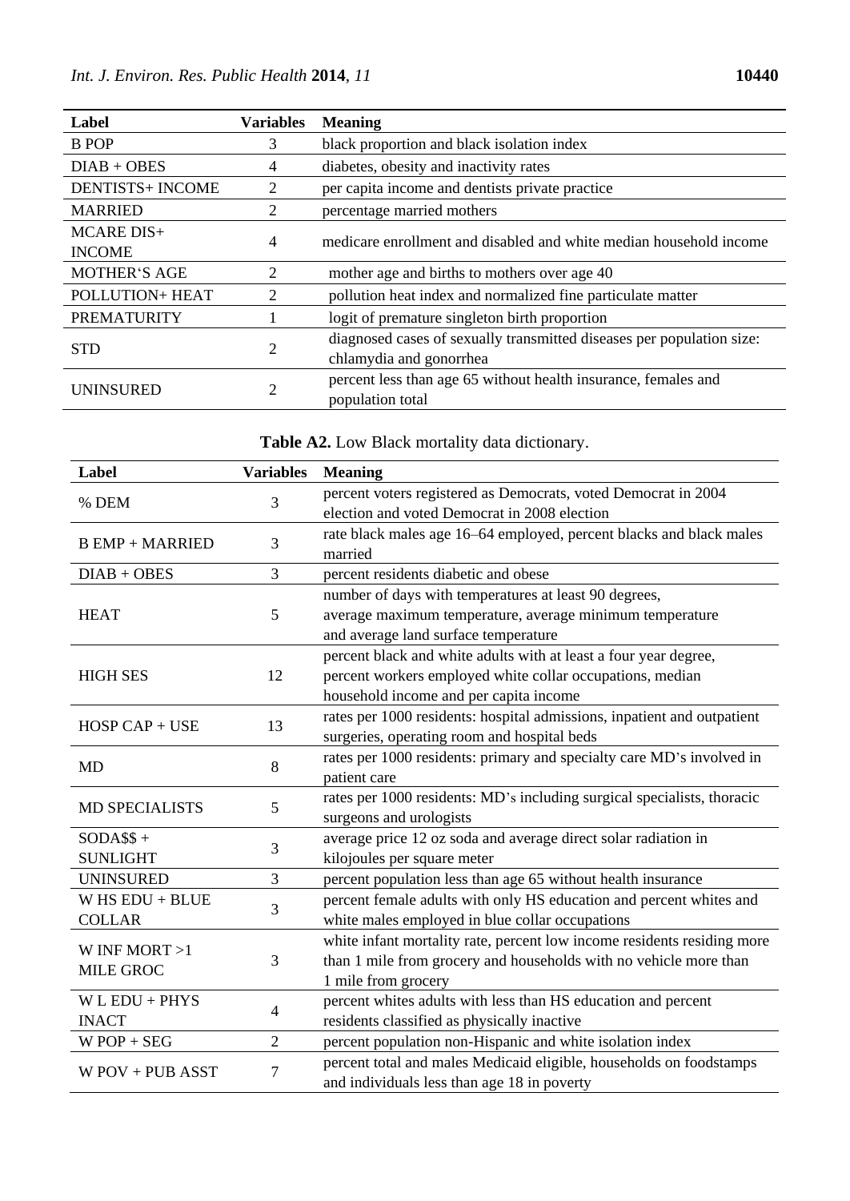| Label | Variables | Meaning |
| --- | --- | --- |
| B POP | 3 | black proportion and black isolation index |
| DIAB + OBES | 4 | diabetes, obesity and inactivity rates |
| DENTISTS+ INCOME | 2 | per capita income and dentists private practice |
| MARRIED | 2 | percentage married mothers |
| MCARE DIS+ INCOME | 4 | medicare enrollment and disabled and white median household income |
| MOTHER'S AGE | 2 | mother age and births to mothers over age 40 |
| POLLUTION+ HEAT | 2 | pollution heat index and normalized fine particulate matter |
| PREMATURITY | 1 | logit of premature singleton birth proportion |
| STD | 2 | diagnosed cases of sexually transmitted diseases per population size: chlamydia and gonorrhea |
| UNINSURED | 2 | percent less than age 65 without health insurance, females and population total |

**Table A2.** Low Black mortality data dictionary.

| Label | Variables | Meaning |
| --- | --- | --- |
| % DEM | 3 | percent voters registered as Democrats, voted Democrat in 2004 election and voted Democrat in 2008 election |
| B EMP + MARRIED | 3 | rate black males age 16–64 employed, percent blacks and black males married |
| DIAB + OBES | 3 | percent residents diabetic and obese |
| HEAT | 5 | number of days with temperatures at least 90 degrees, average maximum temperature, average minimum temperature and average land surface temperature |
| HIGH SES | 12 | percent black and white adults with at least a four year degree, percent workers employed white collar occupations, median household income and per capita income |
| HOSP CAP + USE | 13 | rates per 1000 residents: hospital admissions, inpatient and outpatient surgeries, operating room and hospital beds |
| MD | 8 | rates per 1000 residents: primary and specialty care MD's involved in patient care |
| MD SPECIALISTS | 5 | rates per 1000 residents: MD's including surgical specialists, thoracic surgeons and urologists |
| SODA$$ + SUNLIGHT | 3 | average price 12 oz soda and average direct solar radiation in kilojoules per square meter |
| UNINSURED | 3 | percent population less than age 65 without health insurance |
| W HS EDU + BLUE COLLAR | 3 | percent female adults with only HS education and percent whites and white males employed in blue collar occupations |
| W INF MORT >1 MILE GROC | 3 | white infant mortality rate, percent low income residents residing more than 1 mile from grocery and households with no vehicle more than 1 mile from grocery |
| W L EDU + PHYS INACT | 4 | percent whites adults with less than HS education and percent residents classified as physically inactive |
| W POP + SEG | 2 | percent population non-Hispanic and white isolation index |
| W POV + PUB ASST | 7 | percent total and males Medicaid eligible, households on foodstamps and individuals less than age 18 in poverty |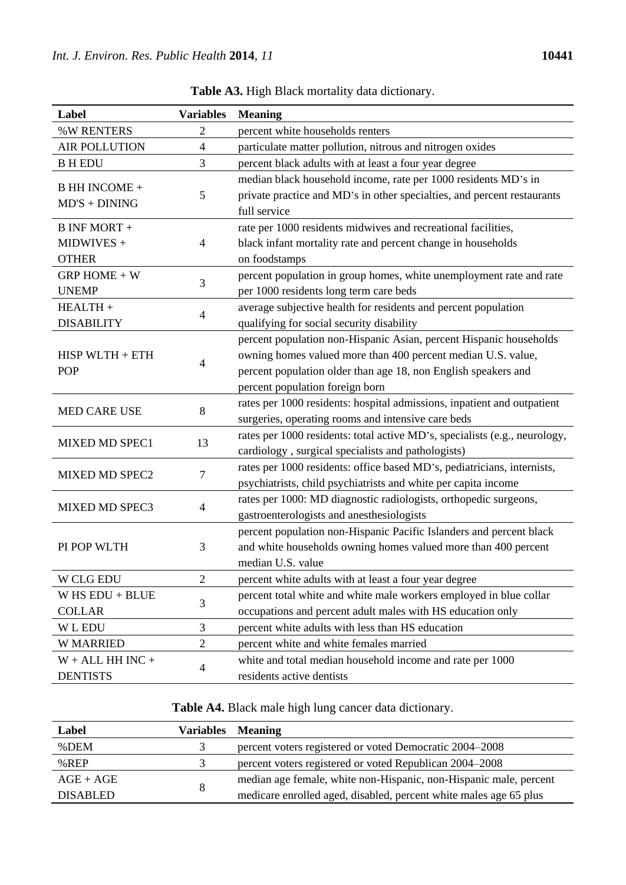**Table A3.** High Black mortality data dictionary.

| Label | Variables | Meaning |
|---|---|---|
| %W RENTERS | 2 | percent white households renters |
| AIR POLLUTION | 4 | particulate matter pollution, nitrous and nitrogen oxides |
| B H EDU | 3 | percent black adults with at least a four year degree |
| B HH INCOME + MD'S + DINING | 5 | median black household income, rate per 1000 residents MD's in private practice and MD's in other specialties, and percent restaurants full service |
| B INF MORT + MIDWIVES + OTHER | 4 | rate per 1000 residents midwives and recreational facilities, black infant mortality rate and percent change in households on foodstamps |
| GRP HOME + W UNEMP | 3 | percent population in group homes, white unemployment rate and rate per 1000 residents long term care beds |
| HEALTH + DISABILITY | 4 | average subjective health for residents and percent population qualifying for social security disability |
| HISP WLTH + ETH POP | 4 | percent population non-Hispanic Asian, percent Hispanic households owning homes valued more than 400 percent median U.S. value, percent population older than age 18, non English speakers and percent population foreign born |
| MED CARE USE | 8 | rates per 1000 residents: hospital admissions, inpatient and outpatient surgeries, operating rooms and intensive care beds |
| MIXED MD SPEC1 | 13 | rates per 1000 residents: total active MD's, specialists (e.g., neurology, cardiology , surgical specialists and pathologists) |
| MIXED MD SPEC2 | 7 | rates per 1000 residents: office based MD's, pediatricians, internists, psychiatrists, child psychiatrists and white per capita income |
| MIXED MD SPEC3 | 4 | rates per 1000: MD diagnostic radiologists, orthopedic surgeons, gastroenterologists and anesthesiologists |
| PI POP WLTH | 3 | percent population non-Hispanic Pacific Islanders and percent black and white households owning homes valued more than 400 percent median U.S. value |
| W CLG EDU | 2 | percent white adults with at least a four year degree |
| W HS EDU + BLUE COLLAR | 3 | percent total white and white male workers employed in blue collar occupations and percent adult males with HS education only |
| W L EDU | 3 | percent white adults with less than HS education |
| W MARRIED | 2 | percent white and white females married |
| W + ALL HH INC + DENTISTS | 4 | white and total median household income and rate per 1000 residents active dentists |

**Table A4.** Black male high lung cancer data dictionary.

| Label | Variables | Meaning |
|---|---|---|
| %DEM | 3 | percent voters registered or voted Democratic 2004–2008 |
| %REP | 3 | percent voters registered or voted Republican 2004–2008 |
| AGE + AGE DISABLED | 8 | median age female, white non-Hispanic, non-Hispanic male, percent medicare enrolled aged, disabled, percent white males age 65 plus |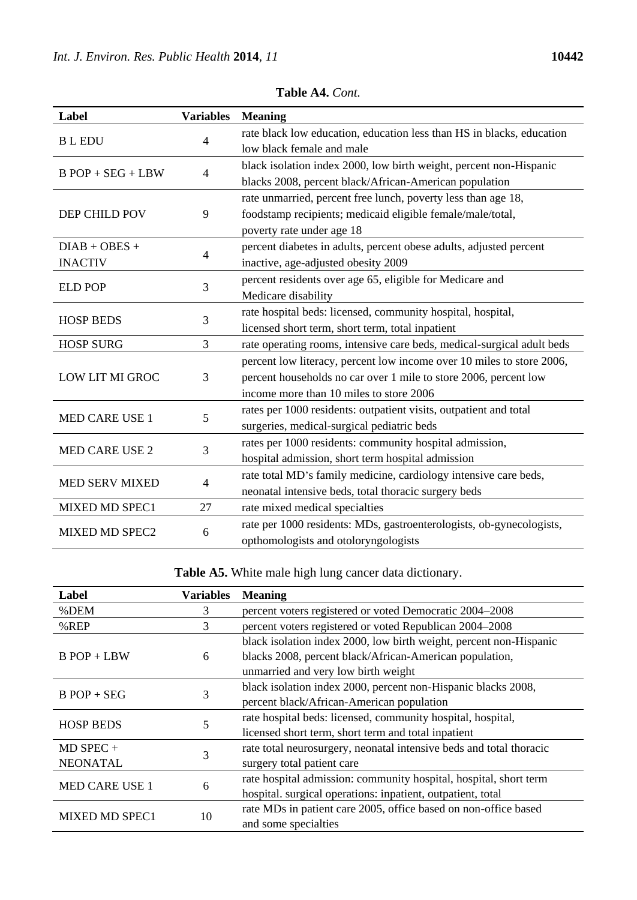**Table A4.** *Cont.*

| Label | Variables | Meaning |
|---|---|---|
| B L EDU | 4 | rate black low education, education less than HS in blacks, education low black female and male |
| B POP + SEG + LBW | 4 | black isolation index 2000, low birth weight, percent non-Hispanic blacks 2008, percent black/African-American population |
| DEP CHILD POV | 9 | rate unmarried, percent free lunch, poverty less than age 18, foodstamp recipients; medicaid eligible female/male/total, poverty rate under age 18 |
| DIAB + OBES + INACTIV | 4 | percent diabetes in adults, percent obese adults, adjusted percent inactive, age-adjusted obesity 2009 |
| ELD POP | 3 | percent residents over age 65, eligible for Medicare and Medicare disability |
| HOSP BEDS | 3 | rate hospital beds: licensed, community hospital, hospital, licensed short term, short term, total inpatient |
| HOSP SURG | 3 | rate operating rooms, intensive care beds, medical-surgical adult beds |
| LOW LIT MI GROC | 3 | percent low literacy, percent low income over 10 miles to store 2006, percent households no car over 1 mile to store 2006, percent low income more than 10 miles to store 2006 |
| MED CARE USE 1 | 5 | rates per 1000 residents: outpatient visits, outpatient and total surgeries, medical-surgical pediatric beds |
| MED CARE USE 2 | 3 | rates per 1000 residents: community hospital admission, hospital admission, short term hospital admission |
| MED SERV MIXED | 4 | rate total MD's family medicine, cardiology intensive care beds, neonatal intensive beds, total thoracic surgery beds |
| MIXED MD SPEC1 | 27 | rate mixed medical specialties |
| MIXED MD SPEC2 | 6 | rate per 1000 residents: MDs, gastroenterologists, ob-gynecologists, opthomologists and otoloryngologists |

**Table A5.** White male high lung cancer data dictionary.

| Label | Variables | Meaning |
|---|---|---|
| %DEM | 3 | percent voters registered or voted Democratic 2004–2008 |
| %REP | 3 | percent voters registered or voted Republican 2004–2008 |
| B POP + LBW | 6 | black isolation index 2000, low birth weight, percent non-Hispanic blacks 2008, percent black/African-American population, unmarried and very low birth weight |
| B POP + SEG | 3 | black isolation index 2000, percent non-Hispanic blacks 2008, percent black/African-American population |
| HOSP BEDS | 5 | rate hospital beds: licensed, community hospital, hospital, licensed short term, short term and total inpatient |
| MD SPEC + NEONATAL | 3 | rate total neurosurgery, neonatal intensive beds and total thoracic surgery total patient care |
| MED CARE USE 1 | 6 | rate hospital admission: community hospital, hospital, short term hospital. surgical operations: inpatient, outpatient, total |
| MIXED MD SPEC1 | 10 | rate MDs in patient care 2005, office based on non-office based and some specialties |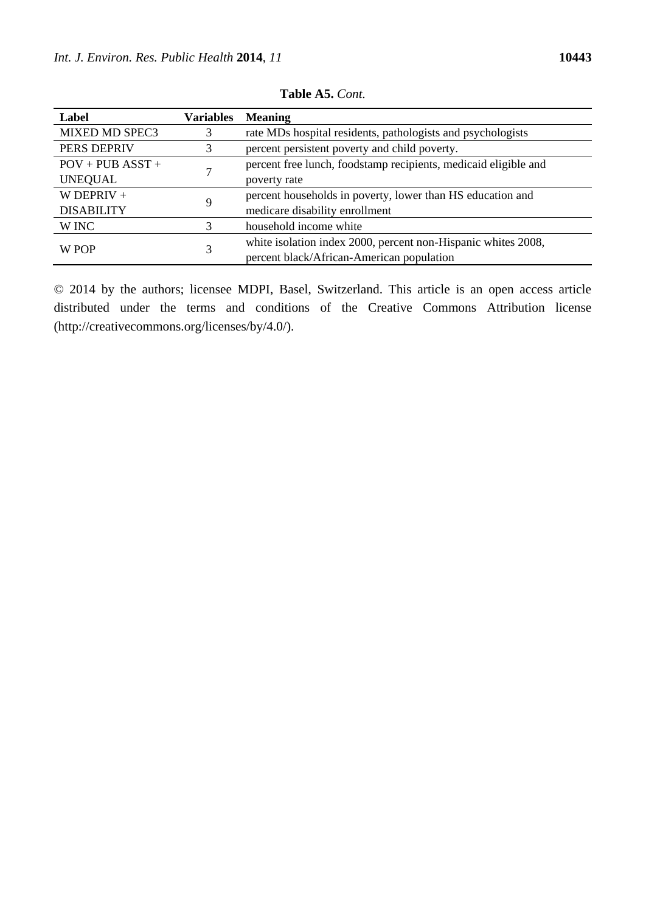**Table A5.** *Cont.*

| Label | Variables | Meaning |
|---|---|---|
| MIXED MD SPEC3 | 3 | rate MDs hospital residents, pathologists and psychologists |
| PERS DEPRIV | 3 | percent persistent poverty and child poverty. |
| POV + PUB ASST + UNEQUAL | 7 | percent free lunch, foodstamp recipients, medicaid eligible and poverty rate |
| W DEPRIV + DISABILITY | 9 | percent households in poverty, lower than HS education and medicare disability enrollment |
| W INC | 3 | household income white |
| W POP | 3 | white isolation index 2000, percent non-Hispanic whites 2008, percent black/African-American population |

© 2014 by the authors; licensee MDPI, Basel, Switzerland. This article is an open access article distributed under the terms and conditions of the Creative Commons Attribution license (http://creativecommons.org/licenses/by/4.0/).